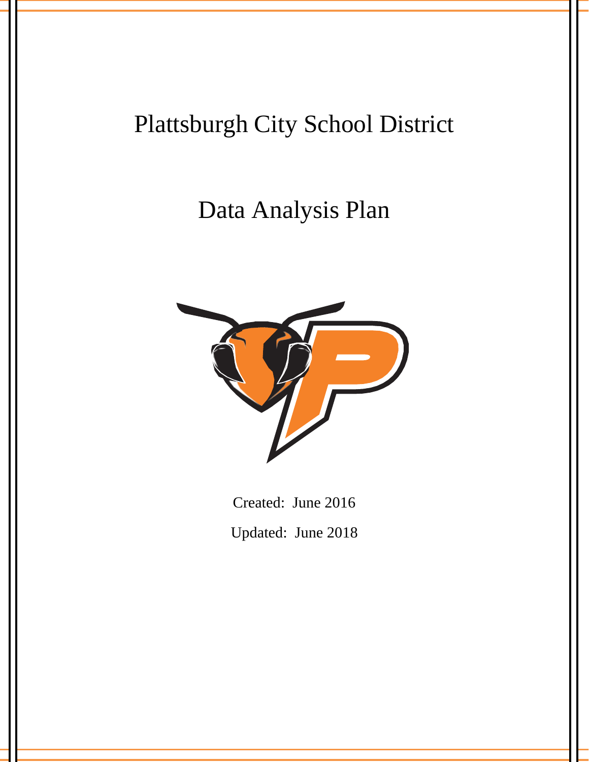# Plattsburgh City School District

## Data Analysis Plan

Created: June 2016

Updated: June 2018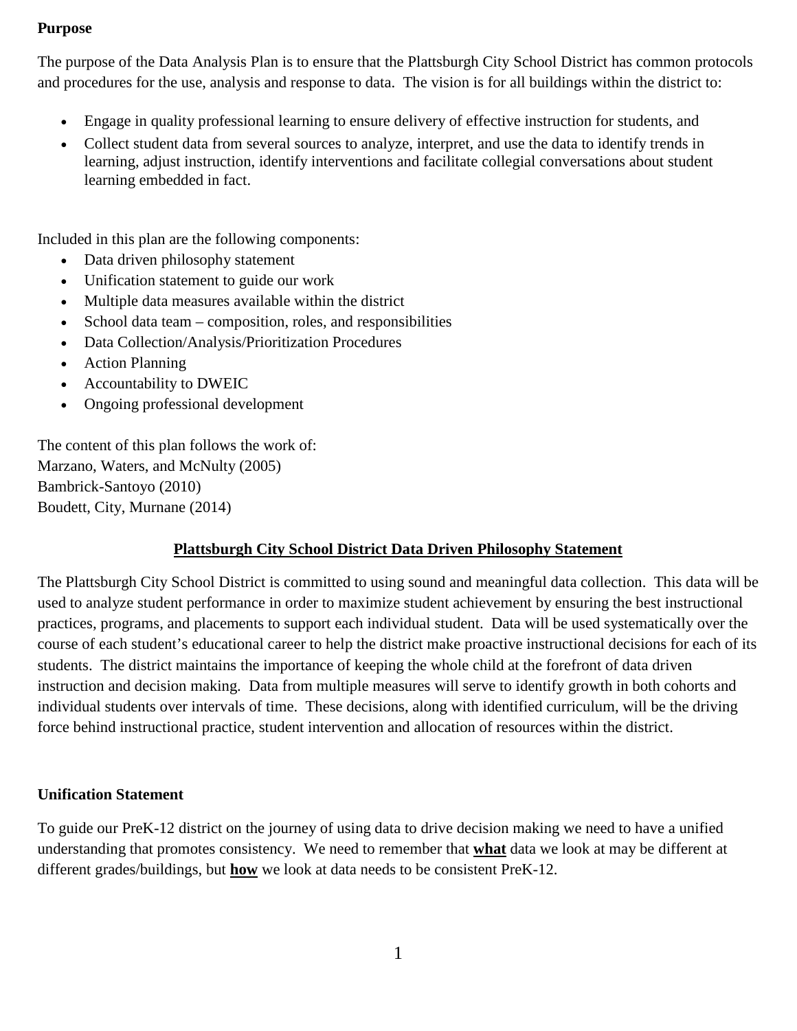**Purpose**

The purpose of the Data Analysis Plan is to ensure that the Plattsburgh City School District has common protocols and procedures for the use, analysis and response to data. The vision is for all buildings within the district to:

- Engage in quality professional learning to ensure delivery of effective instruction for students, and
- Collect student data from several sources to analyze, interpret, and use the data to identify trends in learning, adjust instruction, identify interventions and facilitate collegial conversations about student learning embedded in fact.

Included in this plan are the following components:

- Data driven philosophy statement
- Unification statement to guide our work
- Multiple data measures available within the district
- School data team – composition, roles, and responsibilities
- Data Collection/Analysis/Prioritization Procedures
- Action Planning
- Accountability to DWEIC
- Ongoing professional development

The content of this plan follows the work of:
Marzano, Waters, and McNulty (2005)
Bambrick-Santoyo (2010)
Boudett, City, Murnane (2014)

## <u>Plattsburgh City School District Data Driven Philosophy Statement</u>

The Plattsburgh City School District is committed to using sound and meaningful data collection. This data will be used to analyze student performance in order to maximize student achievement by ensuring the best instructional practices, programs, and placements to support each individual student. Data will be used systematically over the course of each student's educational career to help the district make proactive instructional decisions for each of its students. The district maintains the importance of keeping the whole child at the forefront of data driven instruction and decision making. Data from multiple measures will serve to identify growth in both cohorts and individual students over intervals of time. These decisions, along with identified curriculum, will be the driving force behind instructional practice, student intervention and allocation of resources within the district.

**Unification Statement**

To guide our PreK-12 district on the journey of using data to drive decision making we need to have a unified understanding that promotes consistency. We need to remember that <u>**what**</u> data we look at may be different at different grades/buildings, but <u>**how**</u> we look at data needs to be consistent PreK-12.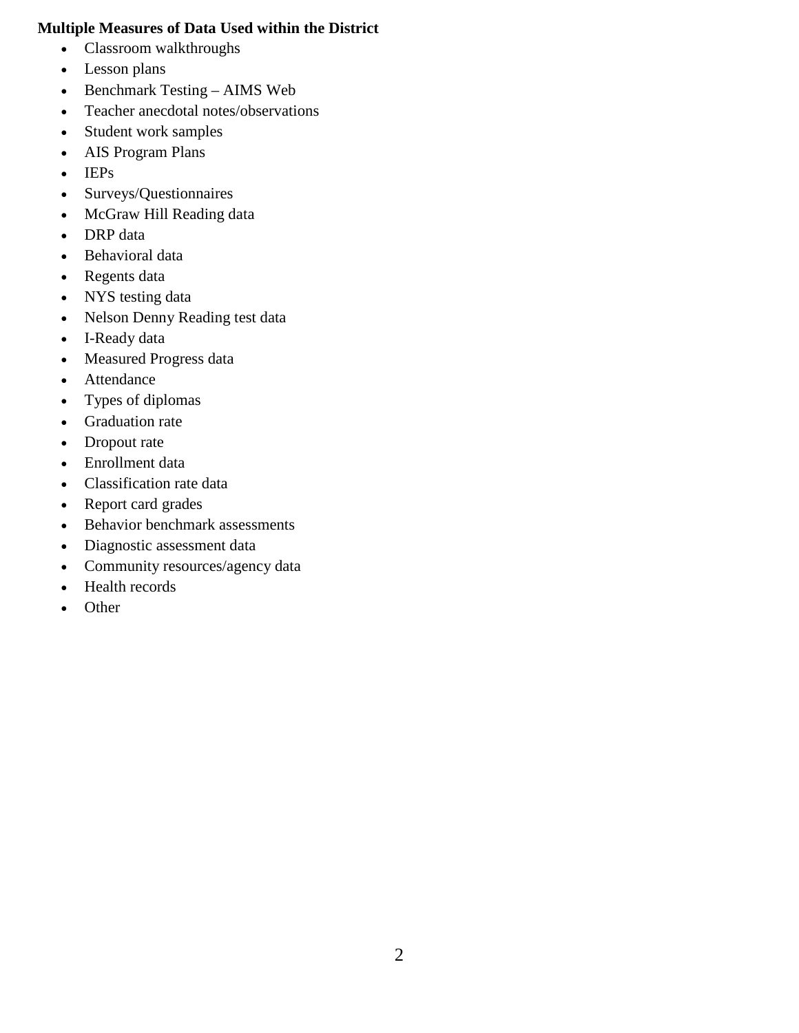**Multiple Measures of Data Used within the District**

- Classroom walkthroughs
- Lesson plans
- Benchmark Testing – AIMS Web
- Teacher anecdotal notes/observations
- Student work samples
- AIS Program Plans
- IEPs
- Surveys/Questionnaires
- McGraw Hill Reading data
- DRP data
- Behavioral data
- Regents data
- NYS testing data
- Nelson Denny Reading test data
- I-Ready data
- Measured Progress data
- Attendance
- Types of diplomas
- Graduation rate
- Dropout rate
- Enrollment data
- Classification rate data
- Report card grades
- Behavior benchmark assessments
- Diagnostic assessment data
- Community resources/agency data
- Health records
- Other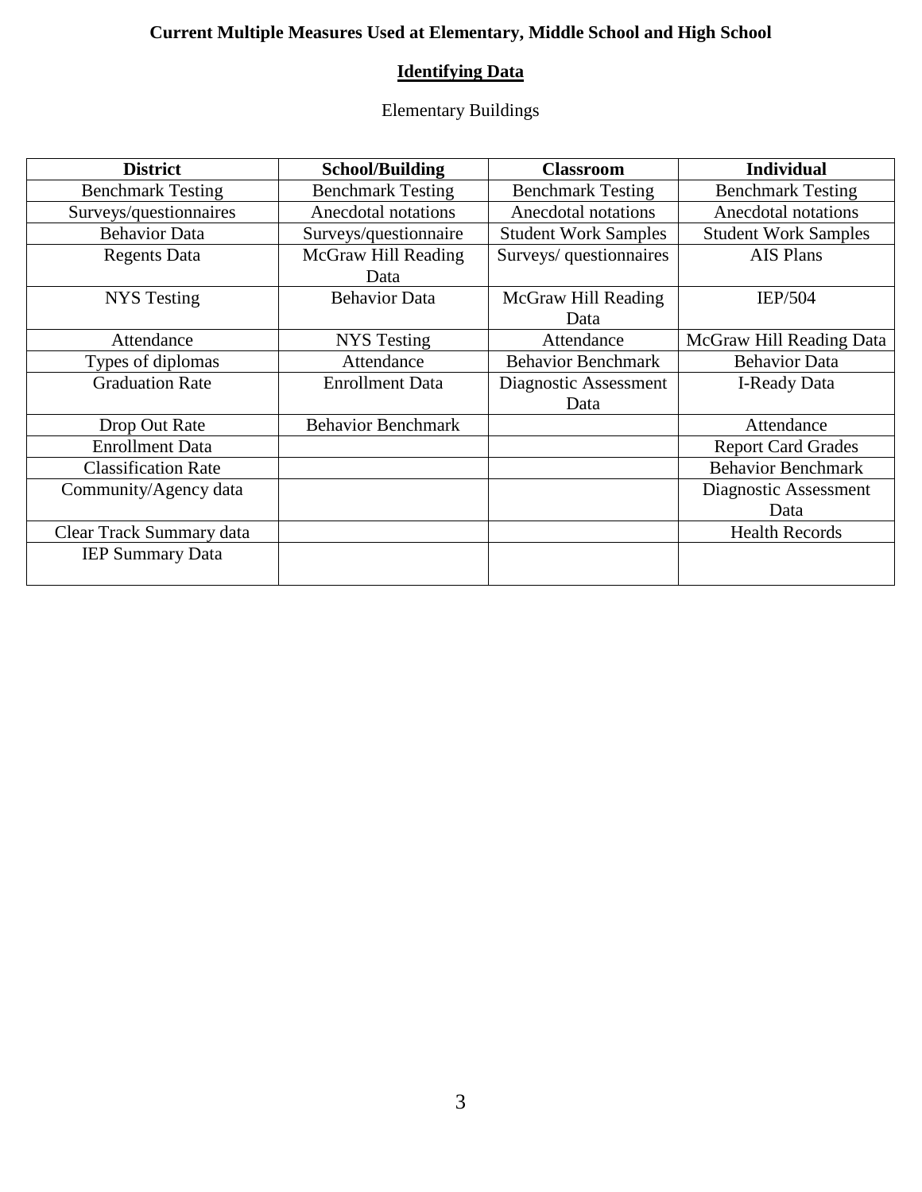# Current Multiple Measures Used at Elementary, Middle School and High School

## Identifying Data

Elementary Buildings

| District | School/Building | Classroom | Individual |
|---|---|---|---|
| Benchmark Testing | Benchmark Testing | Benchmark Testing | Benchmark Testing |
| Surveys/questionnaires | Anecdotal notations | Anecdotal notations | Anecdotal notations |
| Behavior Data | Surveys/questionnaire | Student Work Samples | Student Work Samples |
| Regents Data | McGraw Hill Reading Data | Surveys/ questionnaires | AIS Plans |
| NYS Testing | Behavior Data | McGraw Hill Reading Data | IEP/504 |
| Attendance | NYS Testing | Attendance | McGraw Hill Reading Data |
| Types of diplomas | Attendance | Behavior Benchmark | Behavior Data |
| Graduation Rate | Enrollment Data | Diagnostic Assessment Data | I-Ready Data |
| Drop Out Rate | Behavior Benchmark | | Attendance |
| Enrollment Data | | | Report Card Grades |
| Classification Rate | | | Behavior Benchmark |
| Community/Agency data | | | Diagnostic Assessment Data |
| Clear Track Summary data | | | Health Records |
| IEP Summary Data | | | |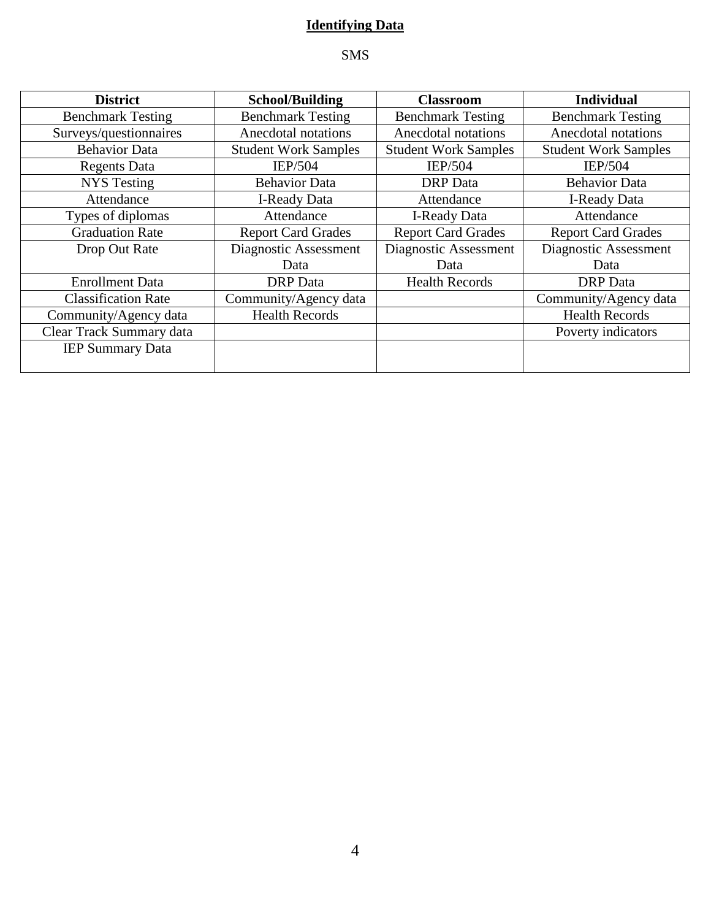**Identifying Data**

SMS

| District | School/Building | Classroom | Individual |
|---|---|---|---|
| Benchmark Testing | Benchmark Testing | Benchmark Testing | Benchmark Testing |
| Surveys/questionnaires | Anecdotal notations | Anecdotal notations | Anecdotal notations |
| Behavior Data | Student Work Samples | Student Work Samples | Student Work Samples |
| Regents Data | IEP/504 | IEP/504 | IEP/504 |
| NYS Testing | Behavior Data | DRP Data | Behavior Data |
| Attendance | I-Ready Data | Attendance | I-Ready Data |
| Types of diplomas | Attendance | I-Ready Data | Attendance |
| Graduation Rate | Report Card Grades | Report Card Grades | Report Card Grades |
| Drop Out Rate | Diagnostic Assessment Data | Diagnostic Assessment Data | Diagnostic Assessment Data |
| Enrollment Data | DRP Data | Health Records | DRP Data |
| Classification Rate | Community/Agency data | | Community/Agency data |
| Community/Agency data | Health Records | | Health Records |
| Clear Track Summary data | | | Poverty indicators |
| IEP Summary Data | | | |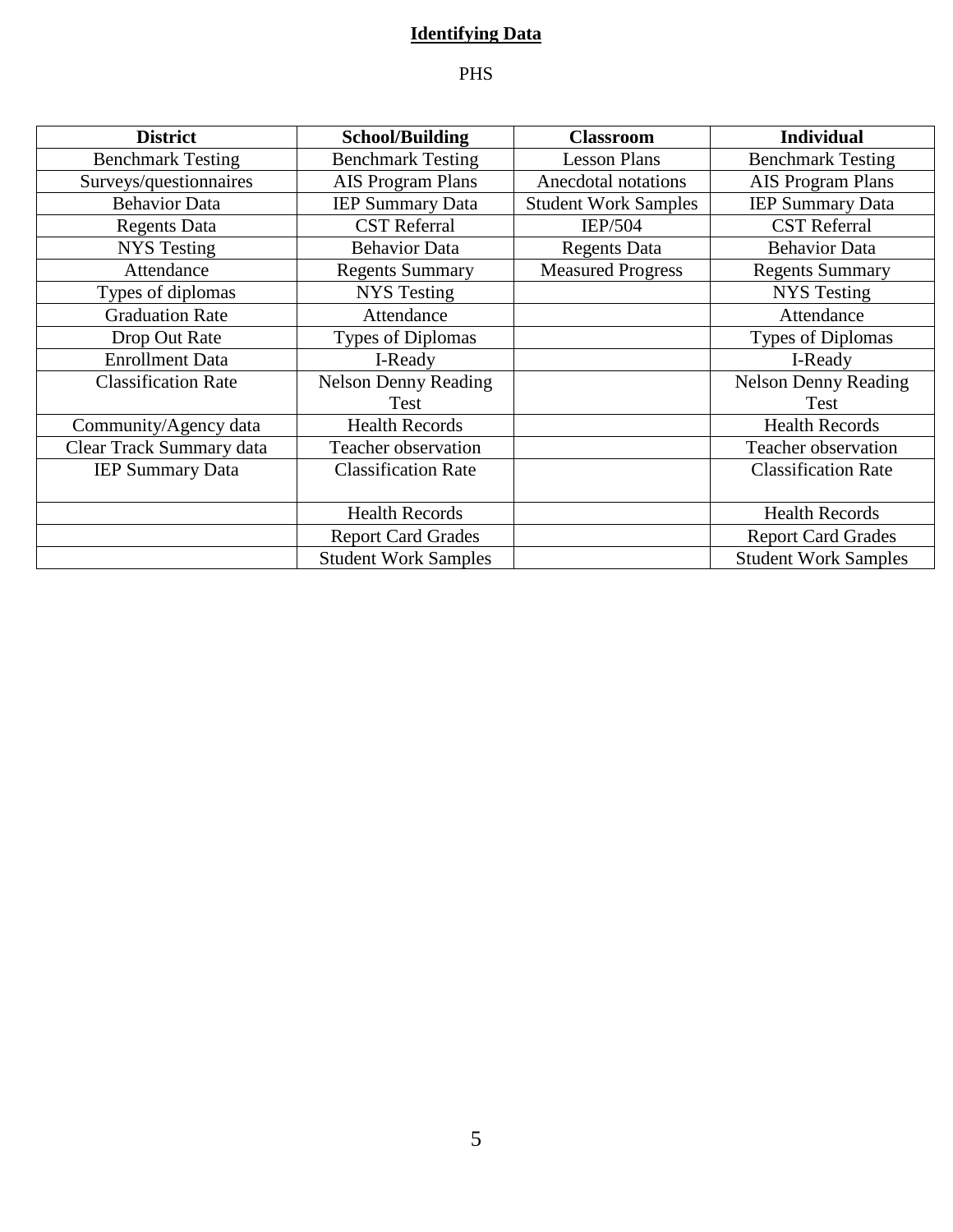**Identifying Data**

PHS

| District | School/Building | Classroom | Individual |
|---|---|---|---|
| Benchmark Testing | Benchmark Testing | Lesson Plans | Benchmark Testing |
| Surveys/questionnaires | AIS Program Plans | Anecdotal notations | AIS Program Plans |
| Behavior Data | IEP Summary Data | Student Work Samples | IEP Summary Data |
| Regents Data | CST Referral | IEP/504 | CST Referral |
| NYS Testing | Behavior Data | Regents Data | Behavior Data |
| Attendance | Regents Summary | Measured Progress | Regents Summary |
| Types of diplomas | NYS Testing | | NYS Testing |
| Graduation Rate | Attendance | | Attendance |
| Drop Out Rate | Types of Diplomas | | Types of Diplomas |
| Enrollment Data | I-Ready | | I-Ready |
| Classification Rate | Nelson Denny Reading Test | | Nelson Denny Reading Test |
| Community/Agency data | Health Records | | Health Records |
| Clear Track Summary data | Teacher observation | | Teacher observation |
| IEP Summary Data | Classification Rate | | Classification Rate |
| | Health Records | | Health Records |
| | Report Card Grades | | Report Card Grades |
| | Student Work Samples | | Student Work Samples |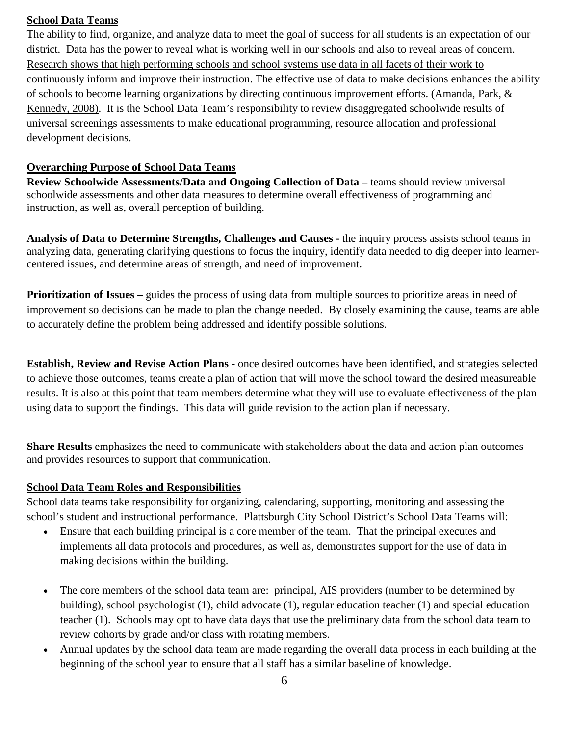**<u>School Data Teams</u>**

The ability to find, organize, and analyze data to meet the goal of success for all students is an expectation of our district. Data has the power to reveal what is working well in our schools and also to reveal areas of concern. <u>Research shows that high performing schools and school systems use data in all facets of their work to continuously inform and improve their instruction. The effective use of data to make decisions enhances the ability of schools to become learning organizations by directing continuous improvement efforts. (Amanda, Park, & Kennedy, 2008)</u>. It is the School Data Team's responsibility to review disaggregated schoolwide results of universal screenings assessments to make educational programming, resource allocation and professional development decisions.

**<u>Overarching Purpose of School Data Teams</u>**

**Review Schoolwide Assessments/Data and Ongoing Collection of Data** – teams should review universal schoolwide assessments and other data measures to determine overall effectiveness of programming and instruction, as well as, overall perception of building.

**Analysis of Data to Determine Strengths, Challenges and Causes -** the inquiry process assists school teams in analyzing data, generating clarifying questions to focus the inquiry, identify data needed to dig deeper into learner-centered issues, and determine areas of strength, and need of improvement.

**Prioritization of Issues –** guides the process of using data from multiple sources to prioritize areas in need of improvement so decisions can be made to plan the change needed. By closely examining the cause, teams are able to accurately define the problem being addressed and identify possible solutions.

**Establish, Review and Revise Action Plans** - once desired outcomes have been identified, and strategies selected to achieve those outcomes, teams create a plan of action that will move the school toward the desired measureable results. It is also at this point that team members determine what they will use to evaluate effectiveness of the plan using data to support the findings. This data will guide revision to the action plan if necessary.

**Share Results** emphasizes the need to communicate with stakeholders about the data and action plan outcomes and provides resources to support that communication.

**<u>School Data Team Roles and Responsibilities</u>**

School data teams take responsibility for organizing, calendaring, supporting, monitoring and assessing the school's student and instructional performance. Plattsburgh City School District's School Data Teams will:

- Ensure that each building principal is a core member of the team. That the principal executes and implements all data protocols and procedures, as well as, demonstrates support for the use of data in making decisions within the building.
- The core members of the school data team are: principal, AIS providers (number to be determined by building), school psychologist (1), child advocate (1), regular education teacher (1) and special education teacher (1). Schools may opt to have data days that use the preliminary data from the school data team to review cohorts by grade and/or class with rotating members.
- Annual updates by the school data team are made regarding the overall data process in each building at the beginning of the school year to ensure that all staff has a similar baseline of knowledge.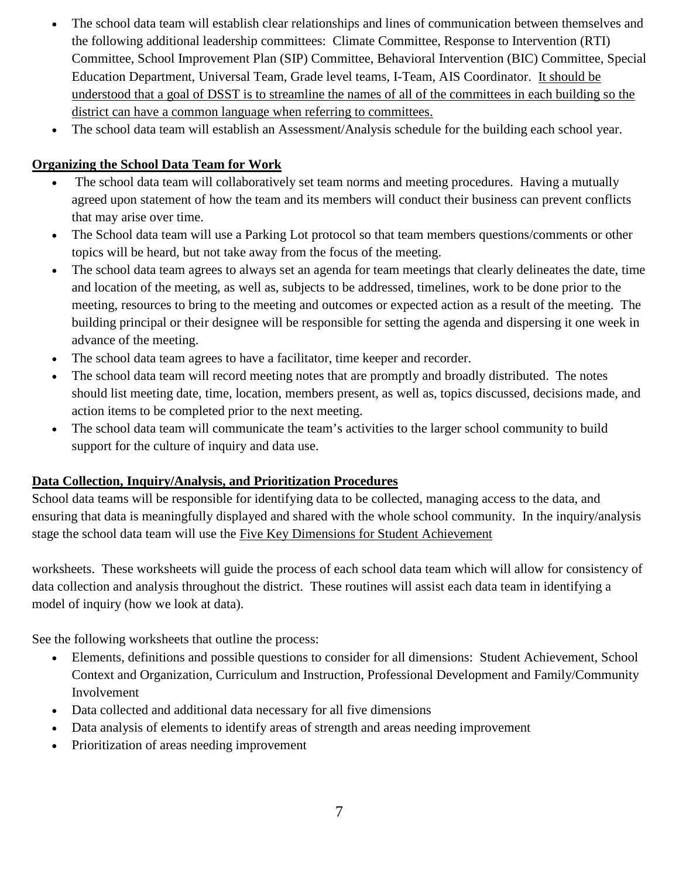- The school data team will establish clear relationships and lines of communication between themselves and the following additional leadership committees: Climate Committee, Response to Intervention (RTI) Committee, School Improvement Plan (SIP) Committee, Behavioral Intervention (BIC) Committee, Special Education Department, Universal Team, Grade level teams, I-Team, AIS Coordinator. <u>It should be understood that a goal of DSST is to streamline the names of all of the committees in each building so the district can have a common language when referring to committees.</u>
- The school data team will establish an Assessment/Analysis schedule for the building each school year.

**<u>Organizing the School Data Team for Work</u>**

- The school data team will collaboratively set team norms and meeting procedures. Having a mutually agreed upon statement of how the team and its members will conduct their business can prevent conflicts that may arise over time.
- The School data team will use a Parking Lot protocol so that team members questions/comments or other topics will be heard, but not take away from the focus of the meeting.
- The school data team agrees to always set an agenda for team meetings that clearly delineates the date, time and location of the meeting, as well as, subjects to be addressed, timelines, work to be done prior to the meeting, resources to bring to the meeting and outcomes or expected action as a result of the meeting. The building principal or their designee will be responsible for setting the agenda and dispersing it one week in advance of the meeting.
- The school data team agrees to have a facilitator, time keeper and recorder.
- The school data team will record meeting notes that are promptly and broadly distributed. The notes should list meeting date, time, location, members present, as well as, topics discussed, decisions made, and action items to be completed prior to the next meeting.
- The school data team will communicate the team's activities to the larger school community to build support for the culture of inquiry and data use.

**<u>Data Collection, Inquiry/Analysis, and Prioritization Procedures</u>**

School data teams will be responsible for identifying data to be collected, managing access to the data, and ensuring that data is meaningfully displayed and shared with the whole school community. In the inquiry/analysis stage the school data team will use the <u>Five Key Dimensions for Student Achievement</u>

worksheets. These worksheets will guide the process of each school data team which will allow for consistency of data collection and analysis throughout the district. These routines will assist each data team in identifying a model of inquiry (how we look at data).

See the following worksheets that outline the process:

- Elements, definitions and possible questions to consider for all dimensions: Student Achievement, School Context and Organization, Curriculum and Instruction, Professional Development and Family/Community Involvement
- Data collected and additional data necessary for all five dimensions
- Data analysis of elements to identify areas of strength and areas needing improvement
- Prioritization of areas needing improvement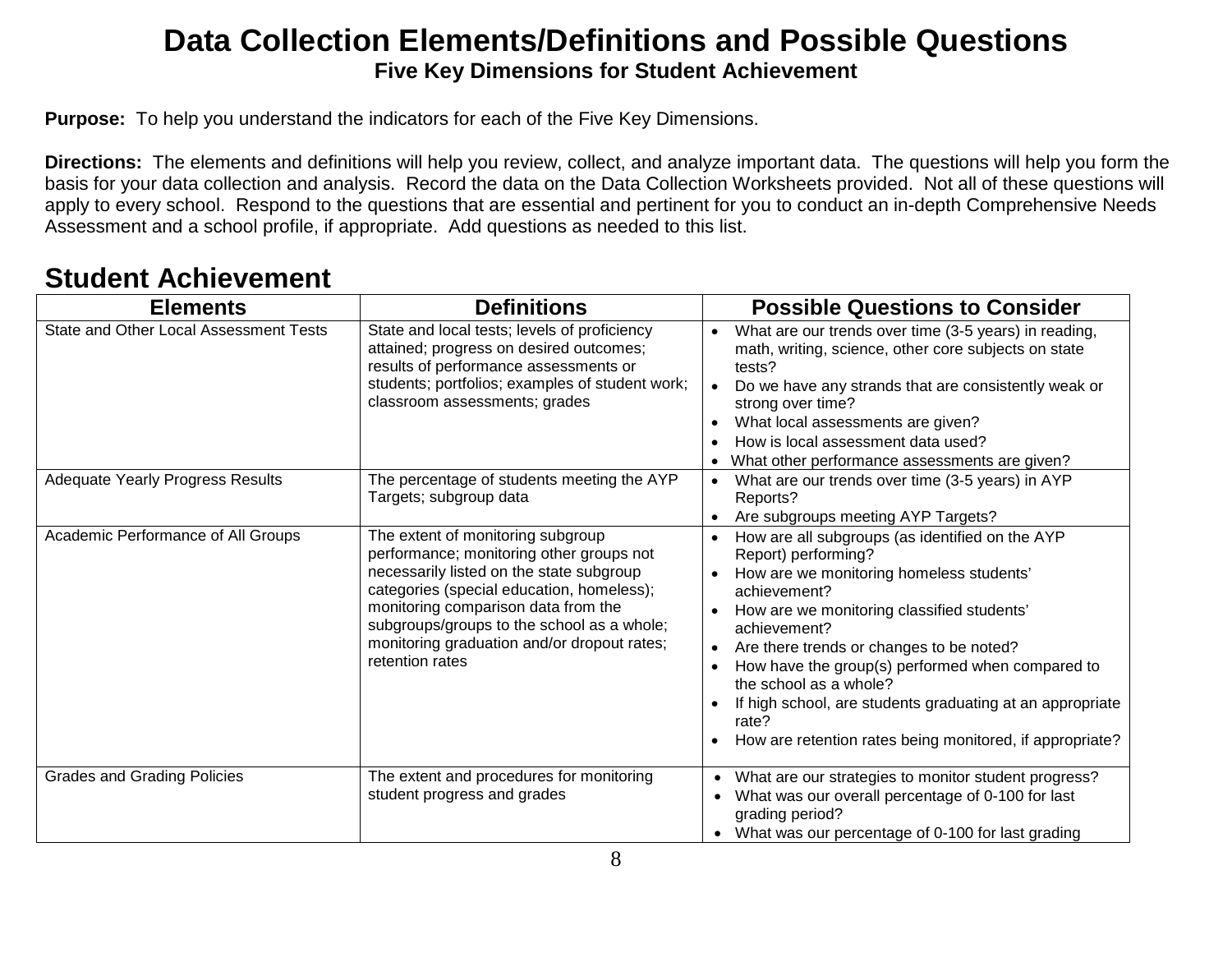# Data Collection Elements/Definitions and Possible Questions

**Five Key Dimensions for Student Achievement**

**Purpose:** To help you understand the indicators for each of the Five Key Dimensions.

**Directions:** The elements and definitions will help you review, collect, and analyze important data. The questions will help you form the basis for your data collection and analysis. Record the data on the Data Collection Worksheets provided. Not all of these questions will apply to every school. Respond to the questions that are essential and pertinent for you to conduct an in-depth Comprehensive Needs Assessment and a school profile, if appropriate. Add questions as needed to this list.

## Student Achievement

| Elements | Definitions | Possible Questions to Consider |
|---|---|---|
| State and Other Local Assessment Tests | State and local tests; levels of proficiency attained; progress on desired outcomes; results of performance assessments or students; portfolios; examples of student work; classroom assessments; grades | • What are our trends over time (3-5 years) in reading, math, writing, science, other core subjects on state tests?<br>• Do we have any strands that are consistently weak or strong over time?<br>• What local assessments are given?<br>• How is local assessment data used?<br>• What other performance assessments are given? |
| Adequate Yearly Progress Results | The percentage of students meeting the AYP Targets; subgroup data | • What are our trends over time (3-5 years) in AYP Reports?<br>• Are subgroups meeting AYP Targets? |
| Academic Performance of All Groups | The extent of monitoring subgroup performance; monitoring other groups not necessarily listed on the state subgroup categories (special education, homeless); monitoring comparison data from the subgroups/groups to the school as a whole; monitoring graduation and/or dropout rates; retention rates | • How are all subgroups (as identified on the AYP Report) performing?<br>• How are we monitoring homeless students' achievement?<br>• How are we monitoring classified students' achievement?<br>• Are there trends or changes to be noted?<br>• How have the group(s) performed when compared to the school as a whole?<br>• If high school, are students graduating at an appropriate rate?<br>• How are retention rates being monitored, if appropriate? |
| Grades and Grading Policies | The extent and procedures for monitoring student progress and grades | • What are our strategies to monitor student progress?<br>• What was our overall percentage of 0-100 for last grading period?<br>• What was our percentage of 0-100 for last grading |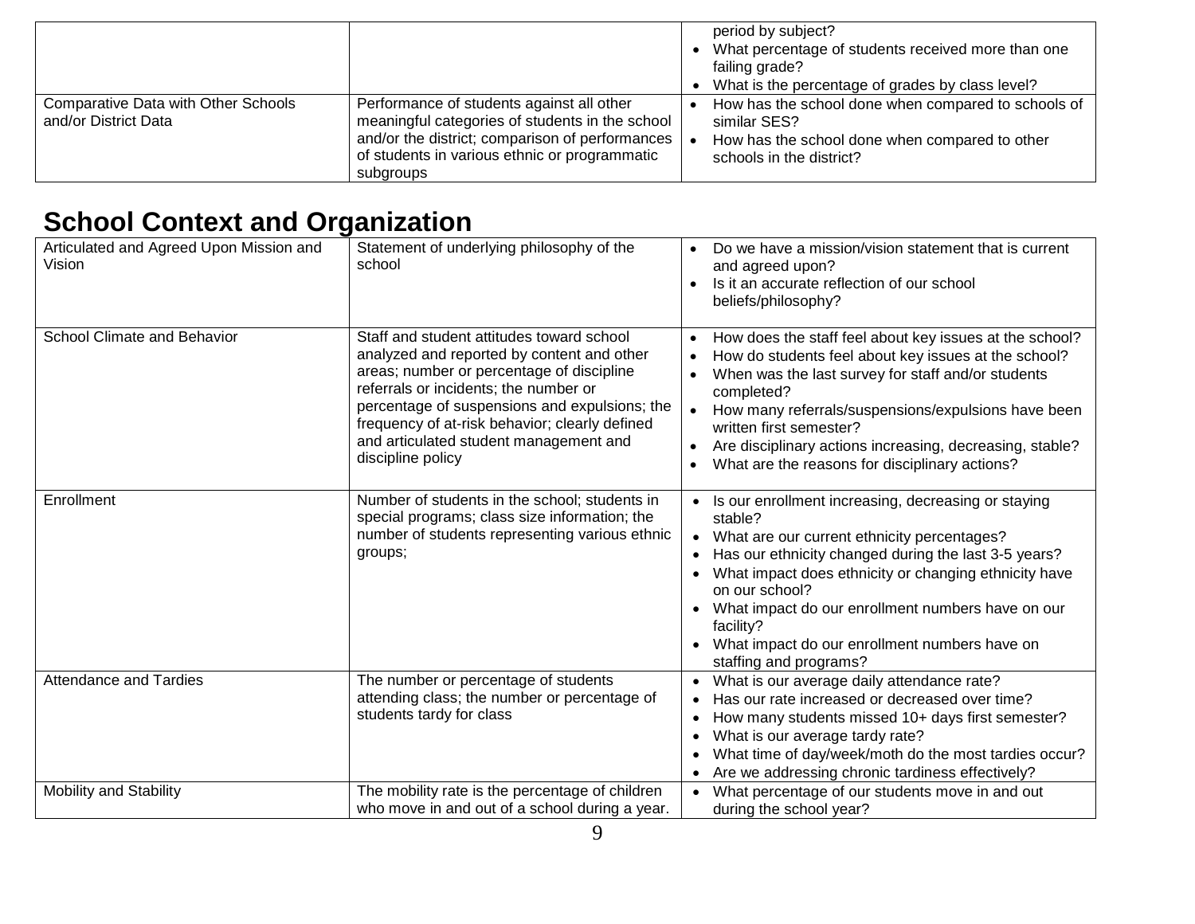| | | |
|---|---|---|
| | | period by subject?<br>• What percentage of students received more than one failing grade?<br>• What is the percentage of grades by class level? |
| Comparative Data with Other Schools and/or District Data | Performance of students against all other meaningful categories of students in the school and/or the district; comparison of performances of students in various ethnic or programmatic subgroups | • How has the school done when compared to schools of similar SES?<br>• How has the school done when compared to other schools in the district? |

## School Context and Organization

| | | |
|---|---|---|
| Articulated and Agreed Upon Mission and Vision | Statement of underlying philosophy of the school | • Do we have a mission/vision statement that is current and agreed upon?<br>• Is it an accurate reflection of our school beliefs/philosophy? |
| School Climate and Behavior | Staff and student attitudes toward school analyzed and reported by content and other areas; number or percentage of discipline referrals or incidents; the number or percentage of suspensions and expulsions; the frequency of at-risk behavior; clearly defined and articulated student management and discipline policy | • How does the staff feel about key issues at the school?<br>• How do students feel about key issues at the school?<br>• When was the last survey for staff and/or students completed?<br>• How many referrals/suspensions/expulsions have been written first semester?<br>• Are disciplinary actions increasing, decreasing, stable?<br>• What are the reasons for disciplinary actions? |
| Enrollment | Number of students in the school; students in special programs; class size information; the number of students representing various ethnic groups; | • Is our enrollment increasing, decreasing or staying stable?<br>• What are our current ethnicity percentages?<br>• Has our ethnicity changed during the last 3-5 years?<br>• What impact does ethnicity or changing ethnicity have on our school?<br>• What impact do our enrollment numbers have on our facility?<br>• What impact do our enrollment numbers have on staffing and programs? |
| Attendance and Tardies | The number or percentage of students attending class; the number or percentage of students tardy for class | • What is our average daily attendance rate?<br>• Has our rate increased or decreased over time?<br>• How many students missed 10+ days first semester?<br>• What is our average tardy rate?<br>• What time of day/week/moth do the most tardies occur?<br>• Are we addressing chronic tardiness effectively? |
| Mobility and Stability | The mobility rate is the percentage of children who move in and out of a school during a year. | • What percentage of our students move in and out during the school year? |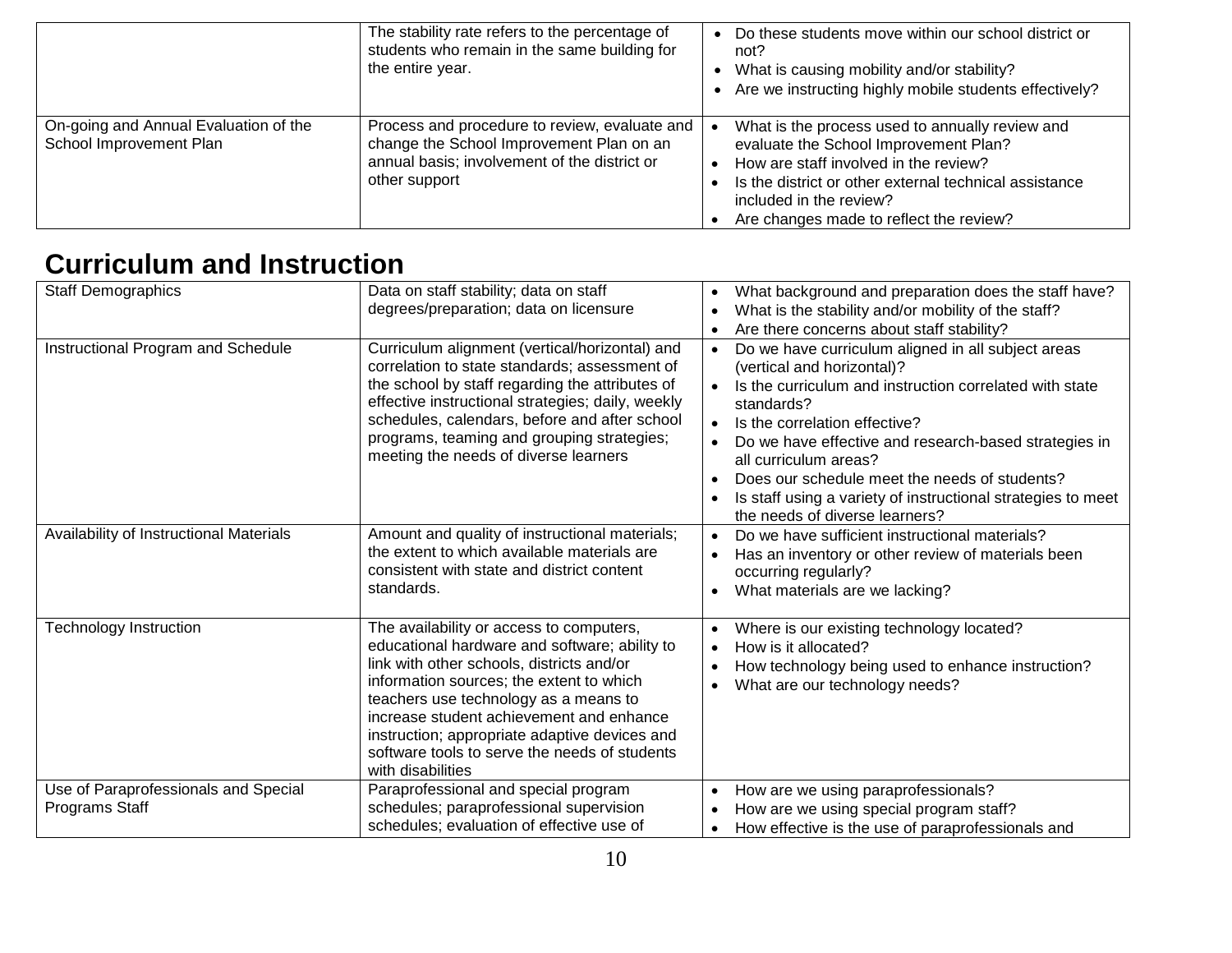| | | |
|---|---|---|
| | The stability rate refers to the percentage of students who remain in the same building for the entire year. | • Do these students move within our school district or not?<br>• What is causing mobility and/or stability?<br>• Are we instructing highly mobile students effectively? |
| On-going and Annual Evaluation of the School Improvement Plan | Process and procedure to review, evaluate and change the School Improvement Plan on an annual basis; involvement of the district or other support | • What is the process used to annually review and evaluate the School Improvement Plan?<br>• How are staff involved in the review?<br>• Is the district or other external technical assistance included in the review?<br>• Are changes made to reflect the review? |

## Curriculum and Instruction

| | | |
|---|---|---|
| Staff Demographics | Data on staff stability; data on staff degrees/preparation; data on licensure | • What background and preparation does the staff have?<br>• What is the stability and/or mobility of the staff?<br>• Are there concerns about staff stability? |
| Instructional Program and Schedule | Curriculum alignment (vertical/horizontal) and correlation to state standards; assessment of the school by staff regarding the attributes of effective instructional strategies; daily, weekly schedules, calendars, before and after school programs, teaming and grouping strategies; meeting the needs of diverse learners | • Do we have curriculum aligned in all subject areas (vertical and horizontal)?<br>• Is the curriculum and instruction correlated with state standards?<br>• Is the correlation effective?<br>• Do we have effective and research-based strategies in all curriculum areas?<br>• Does our schedule meet the needs of students?<br>• Is staff using a variety of instructional strategies to meet the needs of diverse learners? |
| Availability of Instructional Materials | Amount and quality of instructional materials; the extent to which available materials are consistent with state and district content standards. | • Do we have sufficient instructional materials?<br>• Has an inventory or other review of materials been occurring regularly?<br>• What materials are we lacking? |
| Technology Instruction | The availability or access to computers, educational hardware and software; ability to link with other schools, districts and/or information sources; the extent to which teachers use technology as a means to increase student achievement and enhance instruction; appropriate adaptive devices and software tools to serve the needs of students with disabilities | • Where is our existing technology located?<br>• How is it allocated?<br>• How technology being used to enhance instruction?<br>• What are our technology needs? |
| Use of Paraprofessionals and Special Programs Staff | Paraprofessional and special program schedules; paraprofessional supervision schedules; evaluation of effective use of | • How are we using paraprofessionals?<br>• How are we using special program staff?<br>• How effective is the use of paraprofessionals and |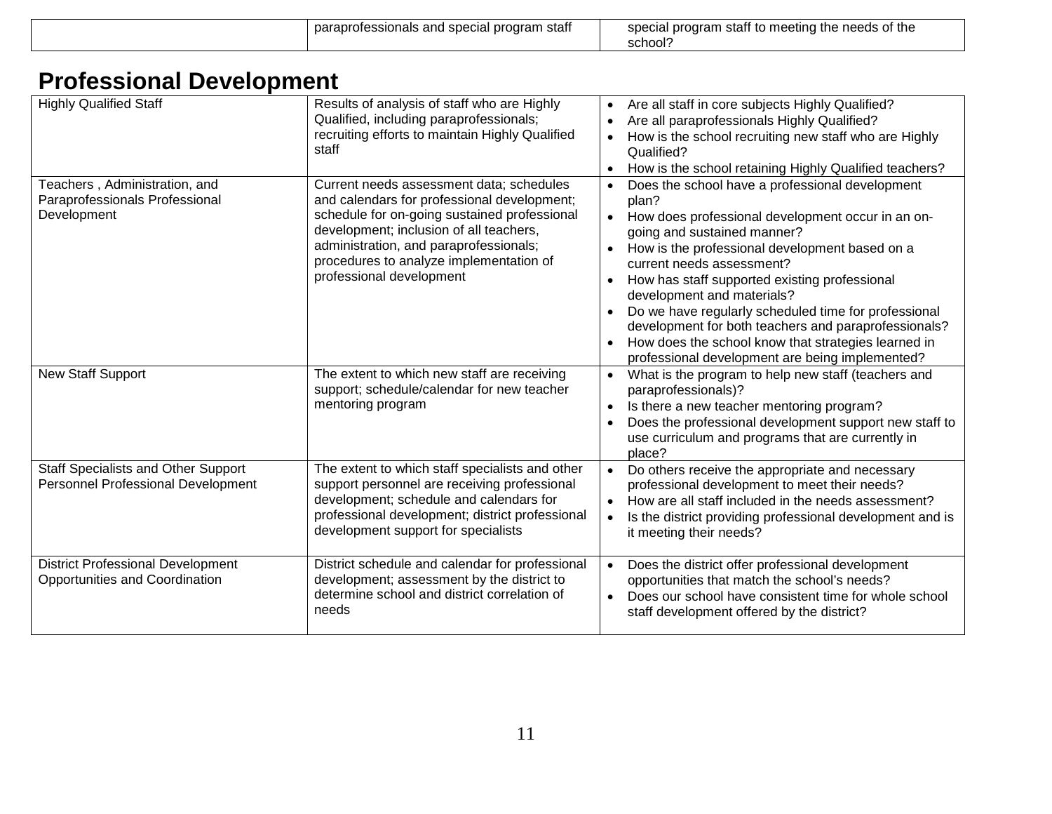| | paraprofessionals and special program staff | special program staff to meeting the needs of the school? |
|---|---|---|

## Professional Development

| | | |
|---|---|---|
| Highly Qualified Staff | Results of analysis of staff who are Highly Qualified, including paraprofessionals; recruiting efforts to maintain Highly Qualified staff | • Are all staff in core subjects Highly Qualified?<br>• Are all paraprofessionals Highly Qualified?<br>• How is the school recruiting new staff who are Highly Qualified?<br>• How is the school retaining Highly Qualified teachers? |
| Teachers , Administration, and Paraprofessionals Professional Development | Current needs assessment data; schedules and calendars for professional development; schedule for on-going sustained professional development; inclusion of all teachers, administration, and paraprofessionals; procedures to analyze implementation of professional development | • Does the school have a professional development plan?<br>• How does professional development occur in an on-going and sustained manner?<br>• How is the professional development based on a current needs assessment?<br>• How has staff supported existing professional development and materials?<br>• Do we have regularly scheduled time for professional development for both teachers and paraprofessionals?<br>• How does the school know that strategies learned in professional development are being implemented? |
| New Staff Support | The extent to which new staff are receiving support; schedule/calendar for new teacher mentoring program | • What is the program to help new staff (teachers and paraprofessionals)?<br>• Is there a new teacher mentoring program?<br>• Does the professional development support new staff to use curriculum and programs that are currently in place? |
| Staff Specialists and Other Support Personnel Professional Development | The extent to which staff specialists and other support personnel are receiving professional development; schedule and calendars for professional development; district professional development support for specialists | • Do others receive the appropriate and necessary professional development to meet their needs?<br>• How are all staff included in the needs assessment?<br>• Is the district providing professional development and is it meeting their needs? |
| District Professional Development Opportunities and Coordination | District schedule and calendar for professional development; assessment by the district to determine school and district correlation of needs | • Does the district offer professional development opportunities that match the school's needs?<br>• Does our school have consistent time for whole school staff development offered by the district? |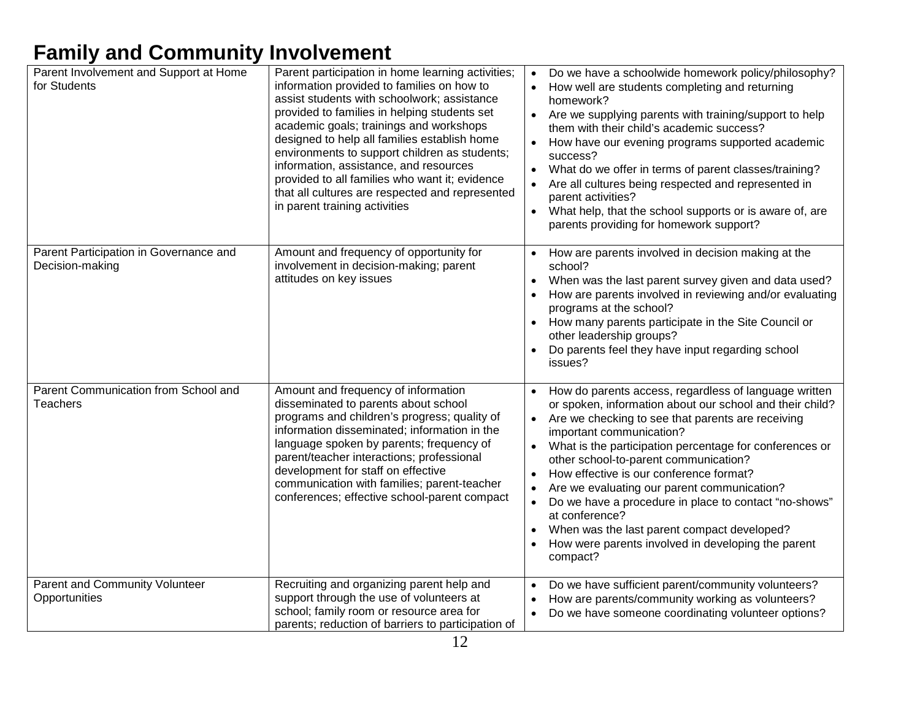## Family and Community Involvement

| | | |
|---|---|---|
| Parent Involvement and Support at Home for Students | Parent participation in home learning activities; information provided to families on how to assist students with schoolwork; assistance provided to families in helping students set academic goals; trainings and workshops designed to help all families establish home environments to support children as students; information, assistance, and resources provided to all families who want it; evidence that all cultures are respected and represented in parent training activities | • Do we have a schoolwide homework policy/philosophy?<br>• How well are students completing and returning homework?<br>• Are we supplying parents with training/support to help them with their child's academic success?<br>• How have our evening programs supported academic success?<br>• What do we offer in terms of parent classes/training?<br>• Are all cultures being respected and represented in parent activities?<br>• What help, that the school supports or is aware of, are parents providing for homework support? |
| Parent Participation in Governance and Decision-making | Amount and frequency of opportunity for involvement in decision-making; parent attitudes on key issues | • How are parents involved in decision making at the school?<br>• When was the last parent survey given and data used?<br>• How are parents involved in reviewing and/or evaluating programs at the school?<br>• How many parents participate in the Site Council or other leadership groups?<br>• Do parents feel they have input regarding school issues? |
| Parent Communication from School and Teachers | Amount and frequency of information disseminated to parents about school programs and children's progress; quality of information disseminated; information in the language spoken by parents; frequency of parent/teacher interactions; professional development for staff on effective communication with families; parent-teacher conferences; effective school-parent compact | • How do parents access, regardless of language written or spoken, information about our school and their child?<br>• Are we checking to see that parents are receiving important communication?<br>• What is the participation percentage for conferences or other school-to-parent communication?<br>• How effective is our conference format?<br>• Are we evaluating our parent communication?<br>• Do we have a procedure in place to contact "no-shows" at conference?<br>• When was the last parent compact developed?<br>• How were parents involved in developing the parent compact? |
| Parent and Community Volunteer Opportunities | Recruiting and organizing parent help and support through the use of volunteers at school; family room or resource area for parents; reduction of barriers to participation of | • Do we have sufficient parent/community volunteers?<br>• How are parents/community working as volunteers?<br>• Do we have someone coordinating volunteer options? |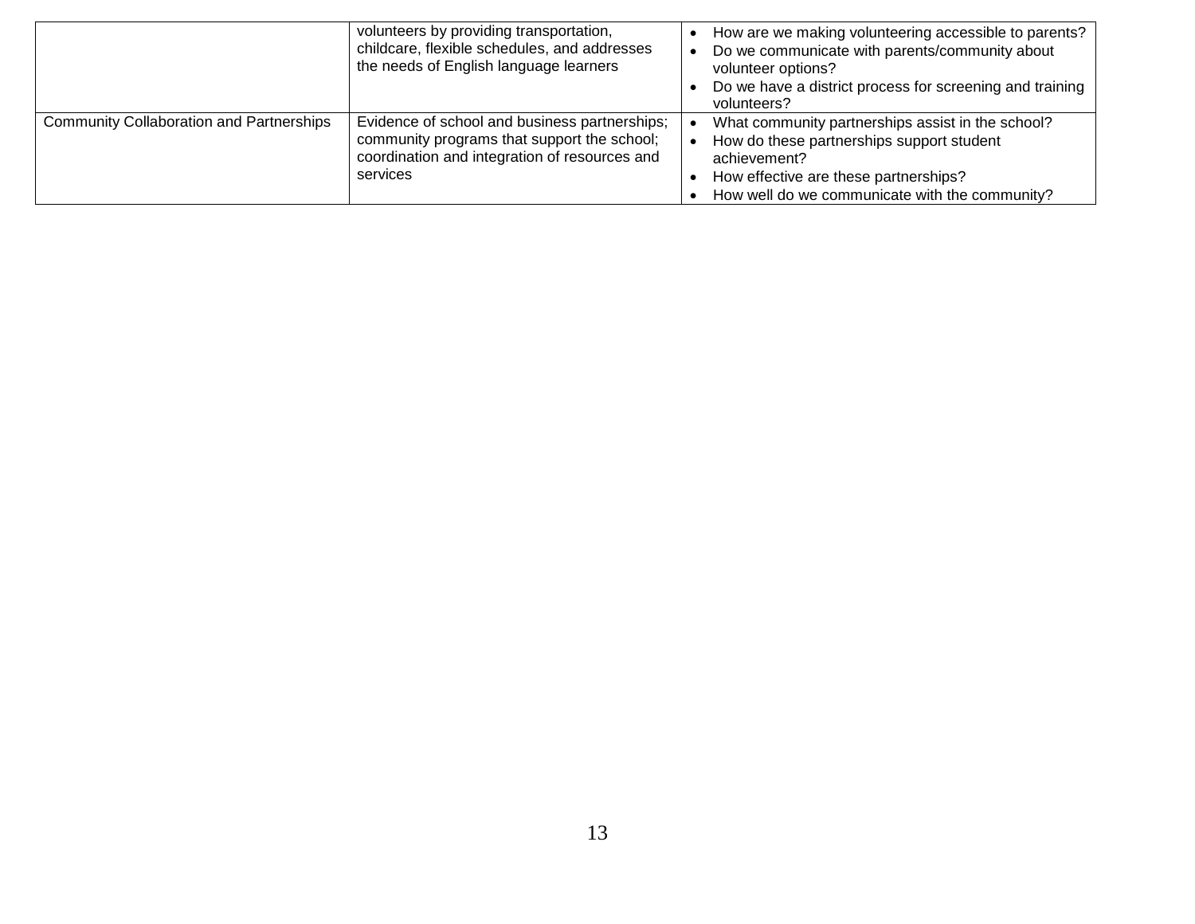|  |  |  |
|---|---|---|
|  | volunteers by providing transportation, childcare, flexible schedules, and addresses the needs of English language learners | • How are we making volunteering accessible to parents?<br>• Do we communicate with parents/community about volunteer options?<br>• Do we have a district process for screening and training volunteers? |
| Community Collaboration and Partnerships | Evidence of school and business partnerships; community programs that support the school; coordination and integration of resources and services | • What community partnerships assist in the school?<br>• How do these partnerships support student achievement?<br>• How effective are these partnerships?<br>• How well do we communicate with the community? |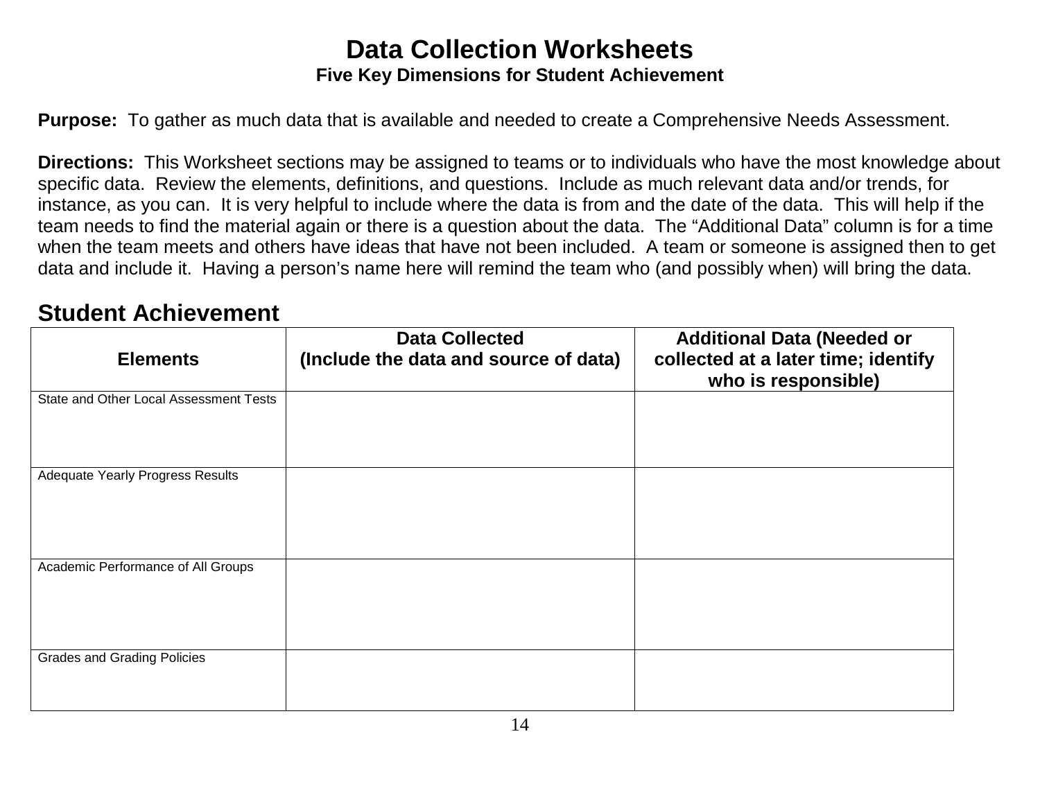# Data Collection Worksheets

### Five Key Dimensions for Student Achievement

**Purpose:** To gather as much data that is available and needed to create a Comprehensive Needs Assessment.

**Directions:** This Worksheet sections may be assigned to teams or to individuals who have the most knowledge about specific data. Review the elements, definitions, and questions. Include as much relevant data and/or trends, for instance, as you can. It is very helpful to include where the data is from and the date of the data. This will help if the team needs to find the material again or there is a question about the data. The "Additional Data" column is for a time when the team meets and others have ideas that have not been included. A team or someone is assigned then to get data and include it. Having a person's name here will remind the team who (and possibly when) will bring the data.

## Student Achievement

| Elements | Data Collected (Include the data and source of data) | Additional Data (Needed or collected at a later time; identify who is responsible) |
|---|---|---|
| State and Other Local Assessment Tests | | |
| Adequate Yearly Progress Results | | |
| Academic Performance of All Groups | | |
| Grades and Grading Policies | | |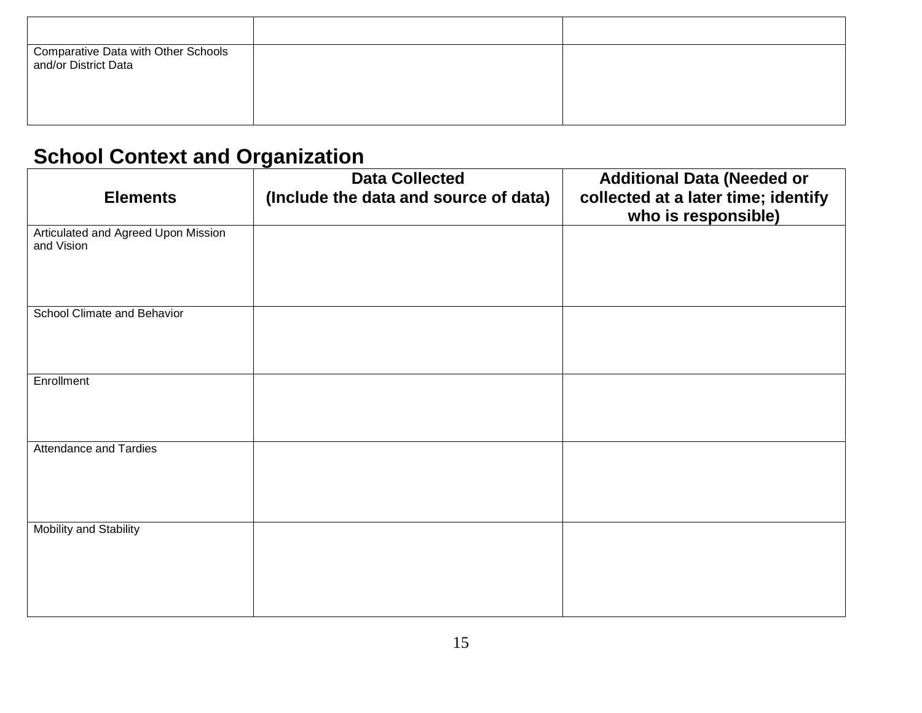| | | |
|---|---|---|
| Comparative Data with Other Schools and/or District Data | | |

## School Context and Organization

| Elements | Data Collected (Include the data and source of data) | Additional Data (Needed or collected at a later time; identify who is responsible) |
|---|---|---|
| Articulated and Agreed Upon Mission and Vision | | |
| School Climate and Behavior | | |
| Enrollment | | |
| Attendance and Tardies | | |
| Mobility and Stability | | |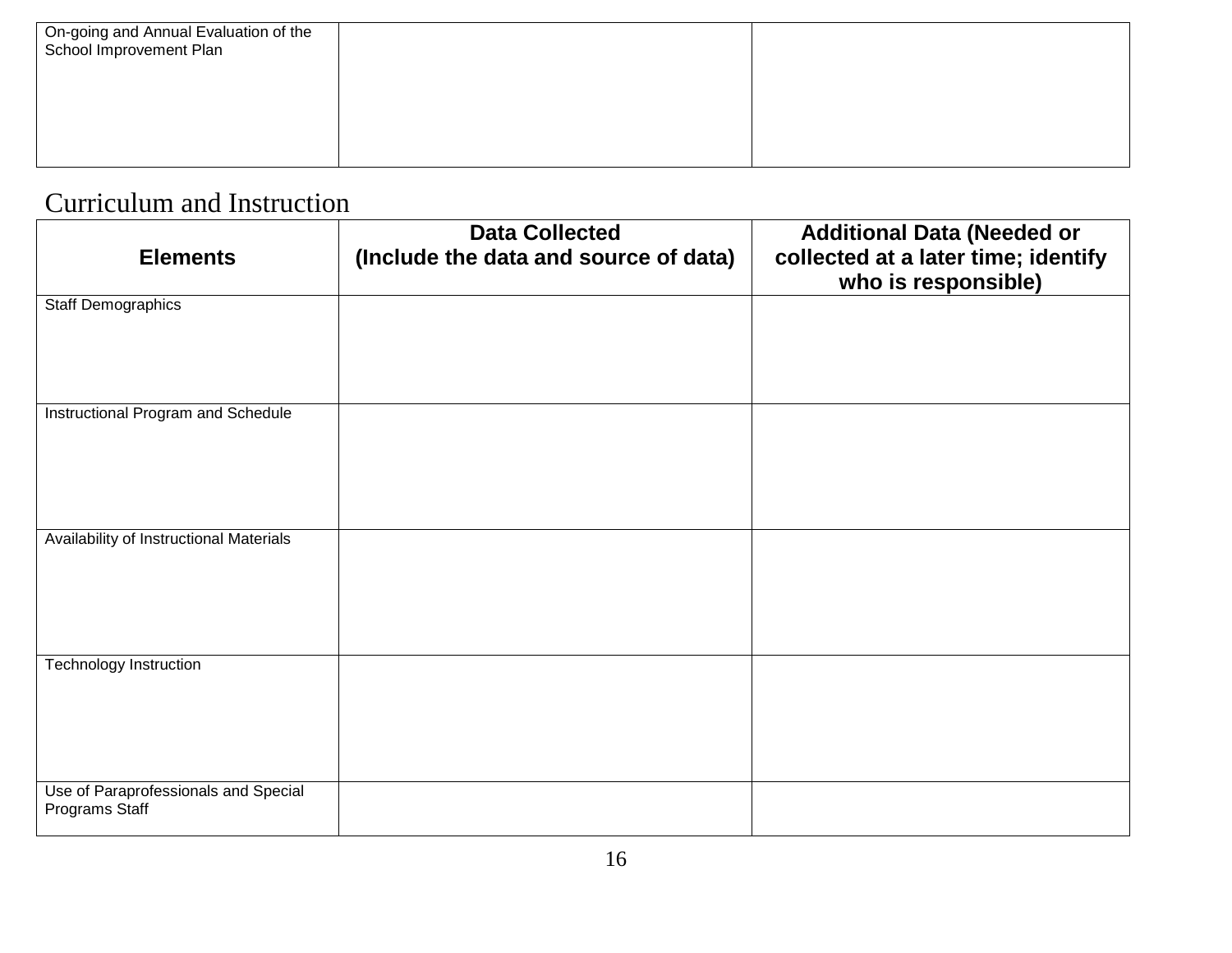| | | |
|---|---|---|
| On-going and Annual Evaluation of the School Improvement Plan | | |

## Curriculum and Instruction

| Elements | Data Collected (Include the data and source of data) | Additional Data (Needed or collected at a later time; identify who is responsible) |
|---|---|---|
| Staff Demographics | | |
| Instructional Program and Schedule | | |
| Availability of Instructional Materials | | |
| Technology Instruction | | |
| Use of Paraprofessionals and Special Programs Staff | | |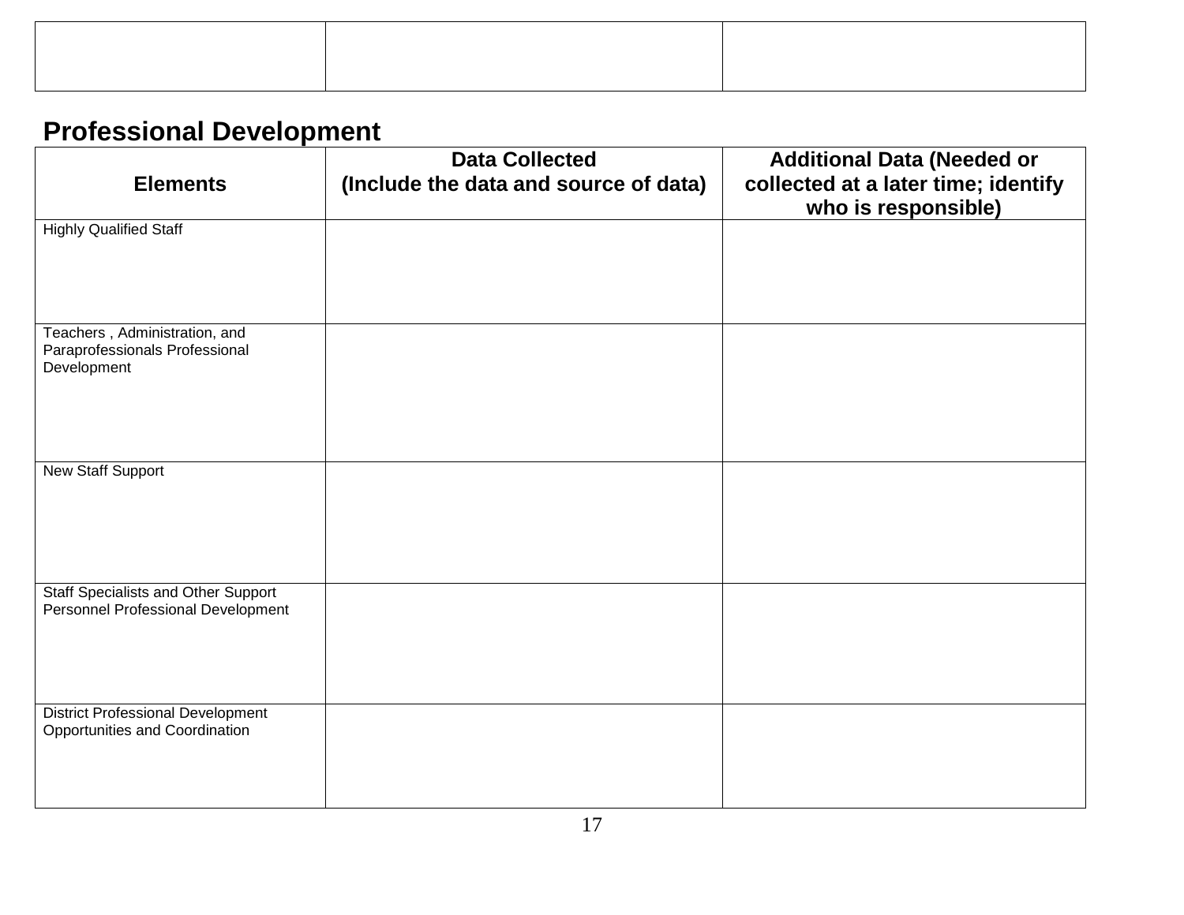| | | |
|---|---|---|
| | | |

## Professional Development

| Elements | Data Collected (Include the data and source of data) | Additional Data (Needed or collected at a later time; identify who is responsible) |
|---|---|---|
| Highly Qualified Staff | | |
| Teachers , Administration, and Paraprofessionals Professional Development | | |
| New Staff Support | | |
| Staff Specialists and Other Support Personnel Professional Development | | |
| District Professional Development Opportunities and Coordination | | |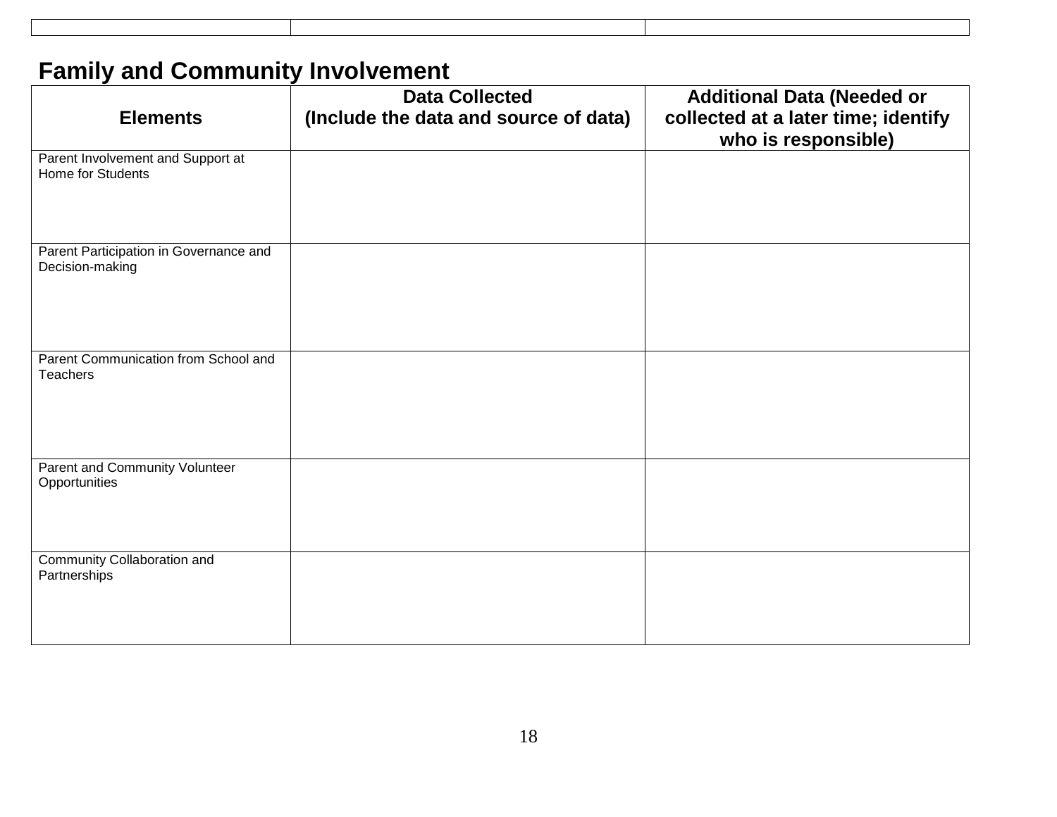## Family and Community Involvement

| Elements | Data Collected (Include the data and source of data) | Additional Data (Needed or collected at a later time; identify who is responsible) |
| --- | --- | --- |
| Parent Involvement and Support at Home for Students | | |
| Parent Participation in Governance and Decision-making | | |
| Parent Communication from School and Teachers | | |
| Parent and Community Volunteer Opportunities | | |
| Community Collaboration and Partnerships | | |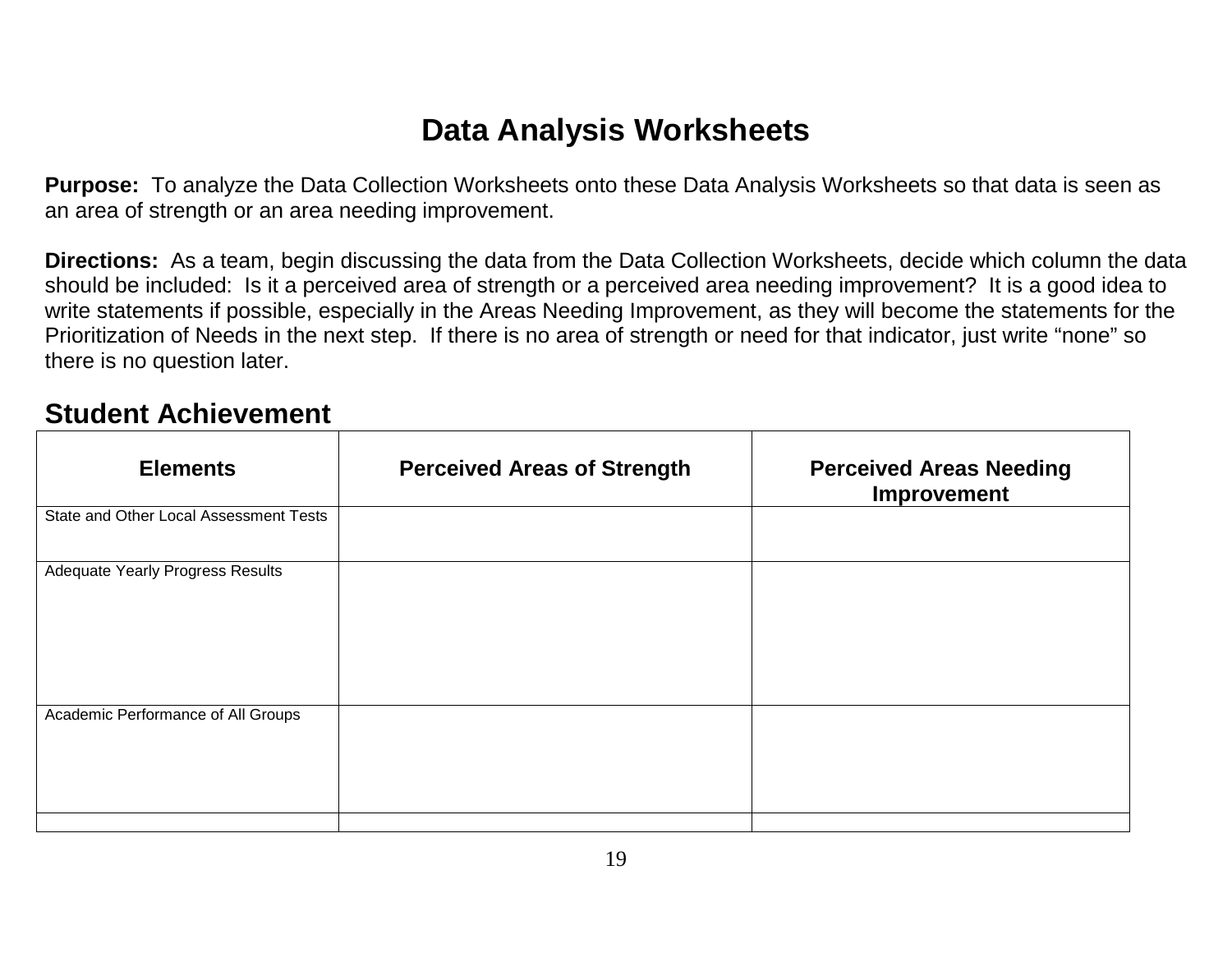# Data Analysis Worksheets

**Purpose:** To analyze the Data Collection Worksheets onto these Data Analysis Worksheets so that data is seen as an area of strength or an area needing improvement.

**Directions:** As a team, begin discussing the data from the Data Collection Worksheets, decide which column the data should be included: Is it a perceived area of strength or a perceived area needing improvement? It is a good idea to write statements if possible, especially in the Areas Needing Improvement, as they will become the statements for the Prioritization of Needs in the next step. If there is no area of strength or need for that indicator, just write "none" so there is no question later.

## Student Achievement

| Elements | Perceived Areas of Strength | Perceived Areas Needing Improvement |
|---|---|---|
| State and Other Local Assessment Tests | | |
| Adequate Yearly Progress Results | | |
| Academic Performance of All Groups | | |
| | | |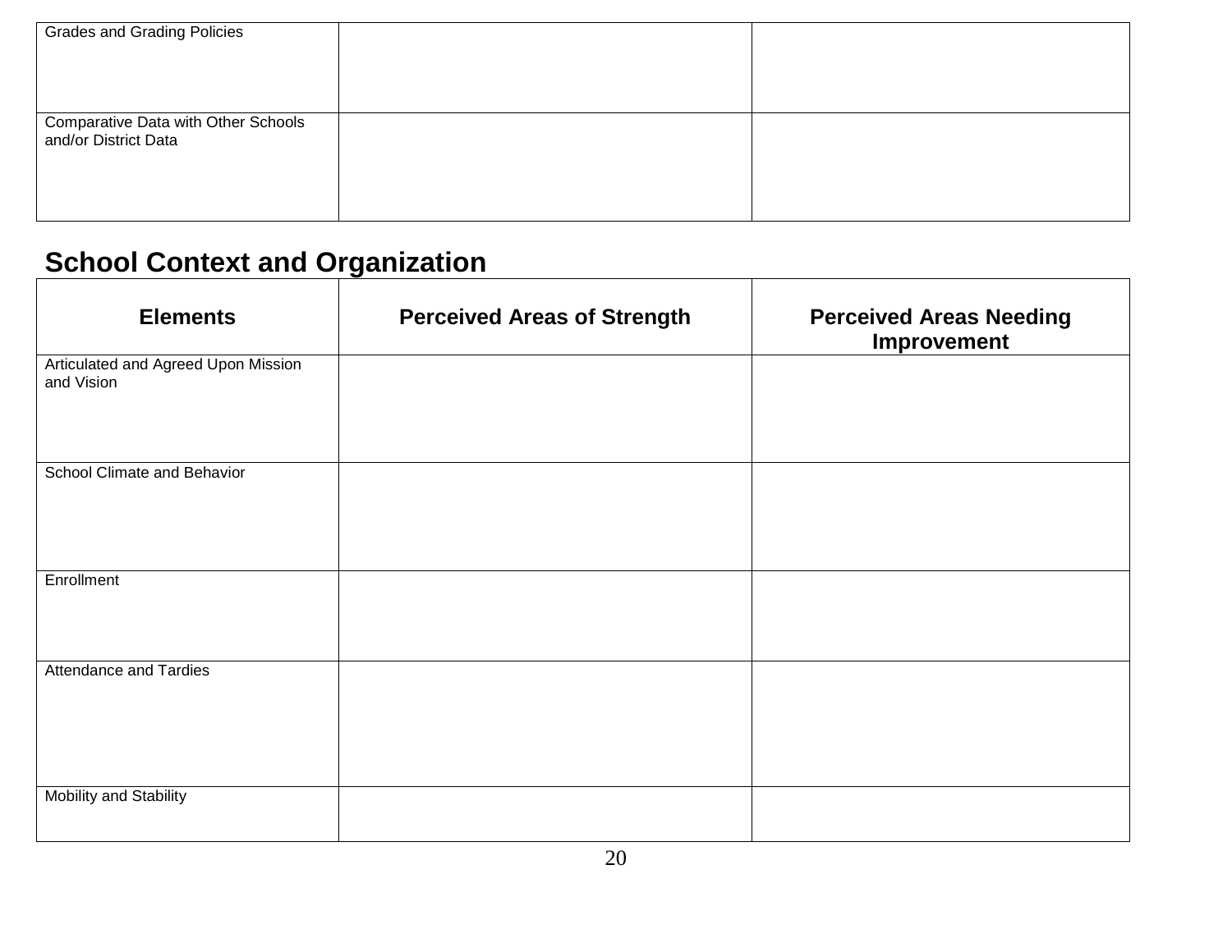| | | |
|---|---|---|
| Grades and Grading Policies | | |
| Comparative Data with Other Schools and/or District Data | | |

## School Context and Organization

| Elements | Perceived Areas of Strength | Perceived Areas Needing Improvement |
|---|---|---|
| Articulated and Agreed Upon Mission and Vision | | |
| School Climate and Behavior | | |
| Enrollment | | |
| Attendance and Tardies | | |
| Mobility and Stability | | |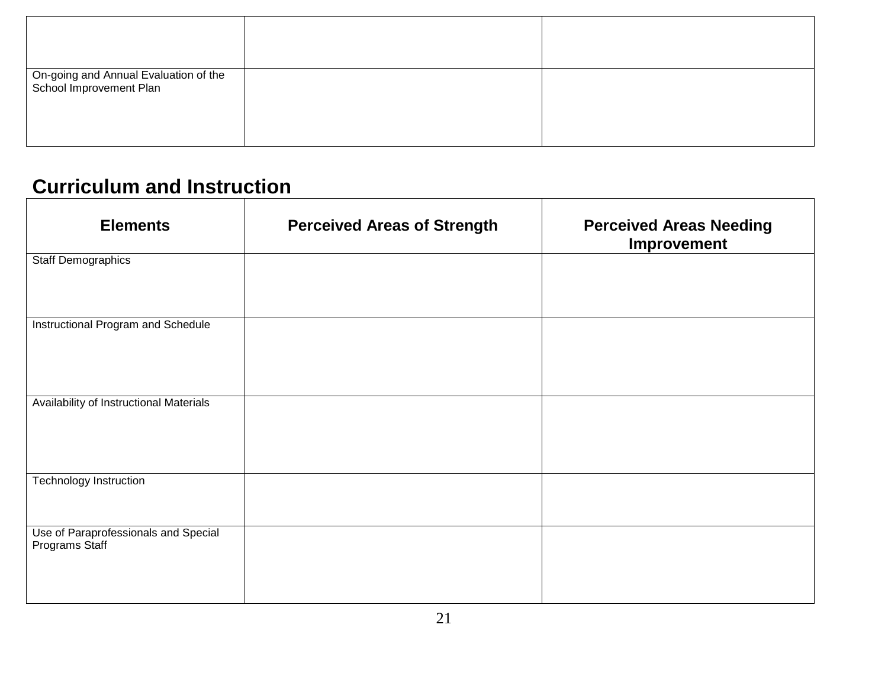| | | |
|---|---|---|
| | | |
| On-going and Annual Evaluation of the School Improvement Plan | | |

## Curriculum and Instruction

| Elements | Perceived Areas of Strength | Perceived Areas Needing Improvement |
|---|---|---|
| Staff Demographics | | |
| Instructional Program and Schedule | | |
| Availability of Instructional Materials | | |
| Technology Instruction | | |
| Use of Paraprofessionals and Special Programs Staff | | |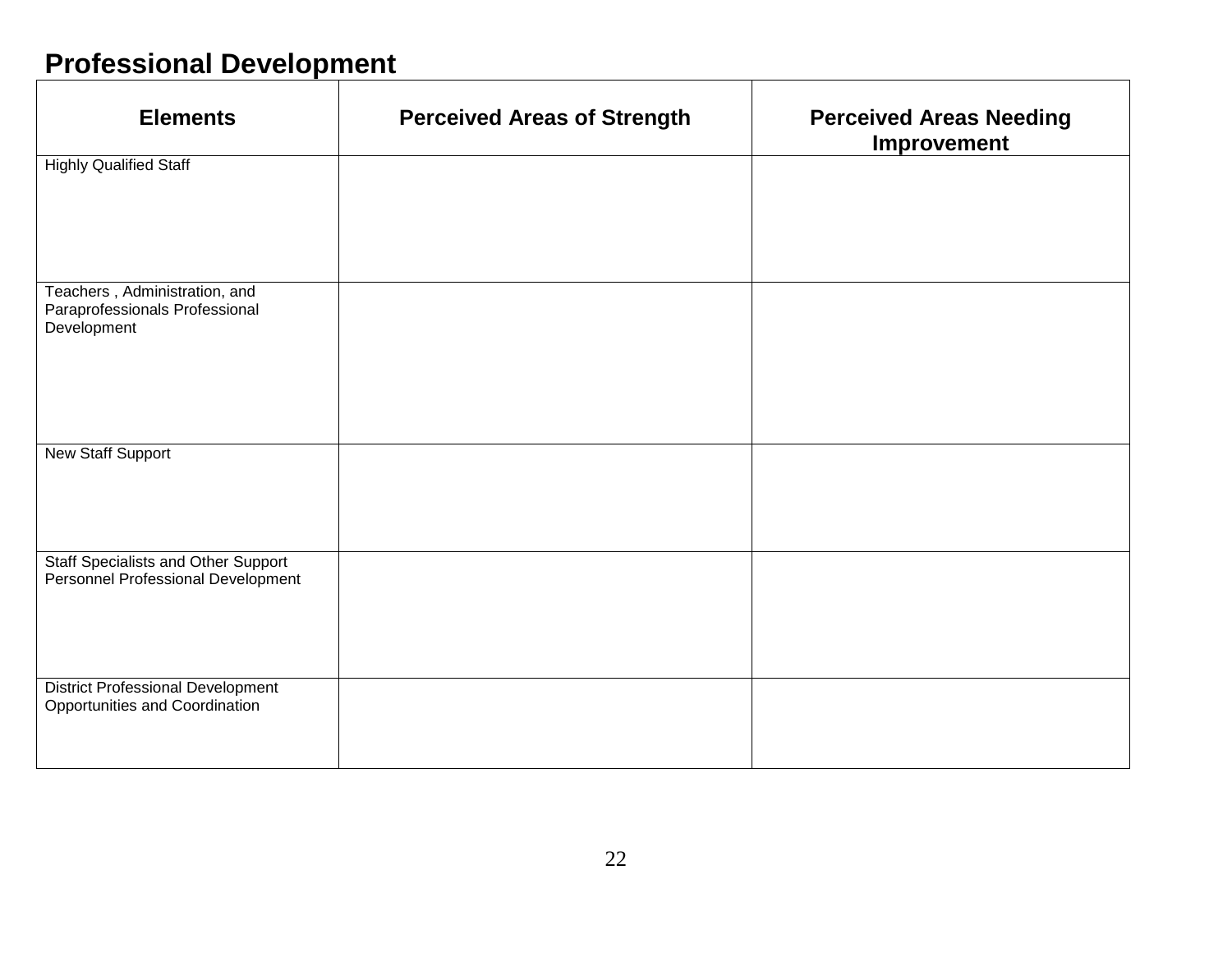## Professional Development

| Elements | Perceived Areas of Strength | Perceived Areas Needing Improvement |
| --- | --- | --- |
| Highly Qualified Staff | | |
| Teachers , Administration, and Paraprofessionals Professional Development | | |
| New Staff Support | | |
| Staff Specialists and Other Support Personnel Professional Development | | |
| District Professional Development Opportunities and Coordination | | |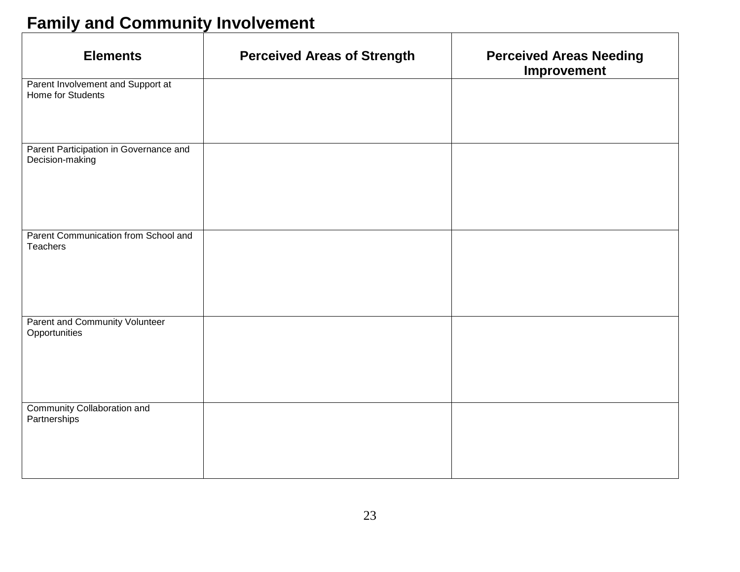## Family and Community Involvement

| Elements | Perceived Areas of Strength | Perceived Areas Needing Improvement |
|---|---|---|
| Parent Involvement and Support at Home for Students | | |
| Parent Participation in Governance and Decision-making | | |
| Parent Communication from School and Teachers | | |
| Parent and Community Volunteer Opportunities | | |
| Community Collaboration and Partnerships | | |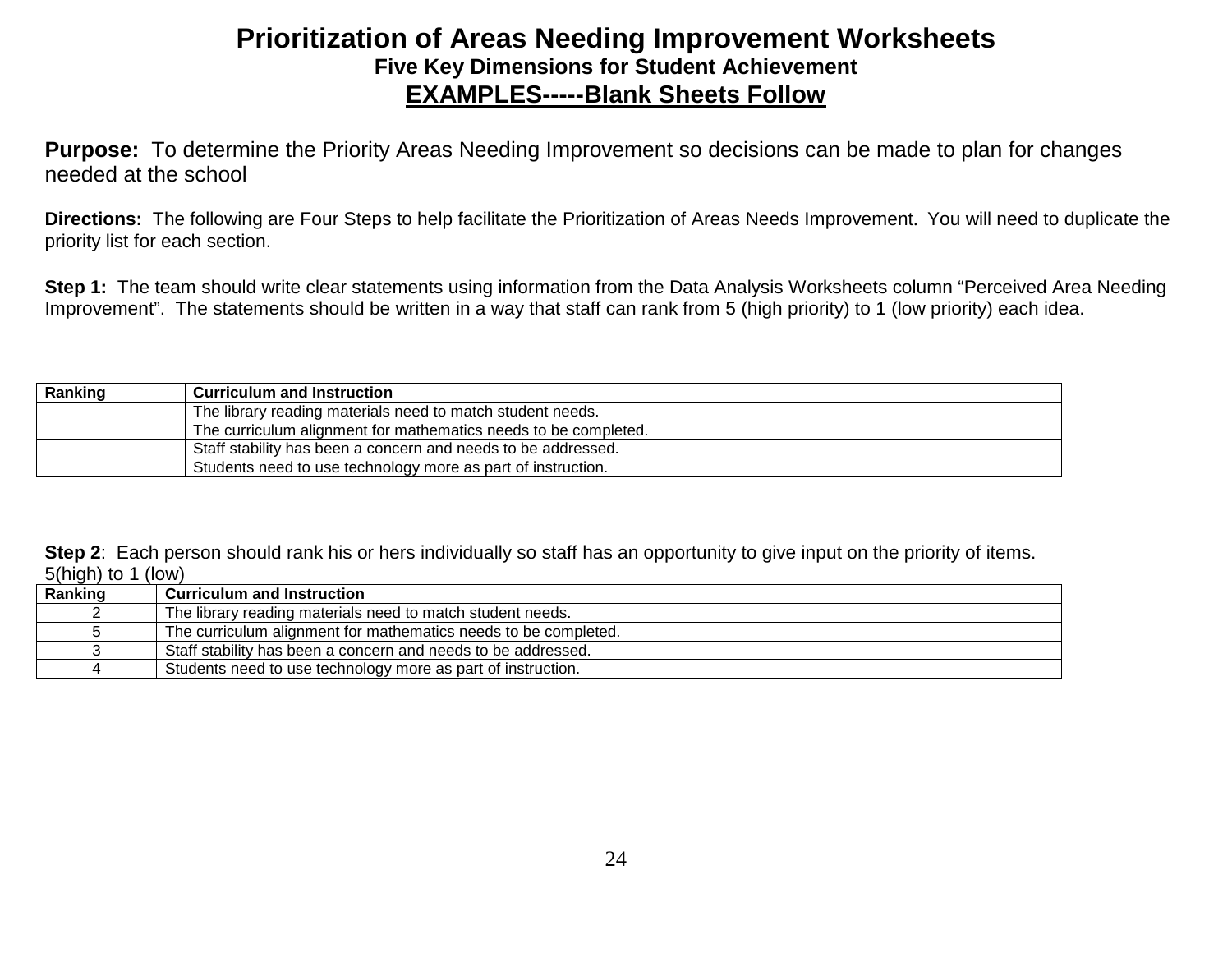# Prioritization of Areas Needing Improvement Worksheets

### Five Key Dimensions for Student Achievement

### EXAMPLES-----Blank Sheets Follow

**Purpose:** To determine the Priority Areas Needing Improvement so decisions can be made to plan for changes needed at the school

**Directions:** The following are Four Steps to help facilitate the Prioritization of Areas Needs Improvement. You will need to duplicate the priority list for each section.

**Step 1:** The team should write clear statements using information from the Data Analysis Worksheets column "Perceived Area Needing Improvement". The statements should be written in a way that staff can rank from 5 (high priority) to 1 (low priority) each idea.

| Ranking | Curriculum and Instruction |
|---|---|
| | The library reading materials need to match student needs. |
| | The curriculum alignment for mathematics needs to be completed. |
| | Staff stability has been a concern and needs to be addressed. |
| | Students need to use technology more as part of instruction. |

**Step 2**: Each person should rank his or hers individually so staff has an opportunity to give input on the priority of items. 5(high) to 1 (low)

| Ranking | Curriculum and Instruction |
|---|---|
| 2 | The library reading materials need to match student needs. |
| 5 | The curriculum alignment for mathematics needs to be completed. |
| 3 | Staff stability has been a concern and needs to be addressed. |
| 4 | Students need to use technology more as part of instruction. |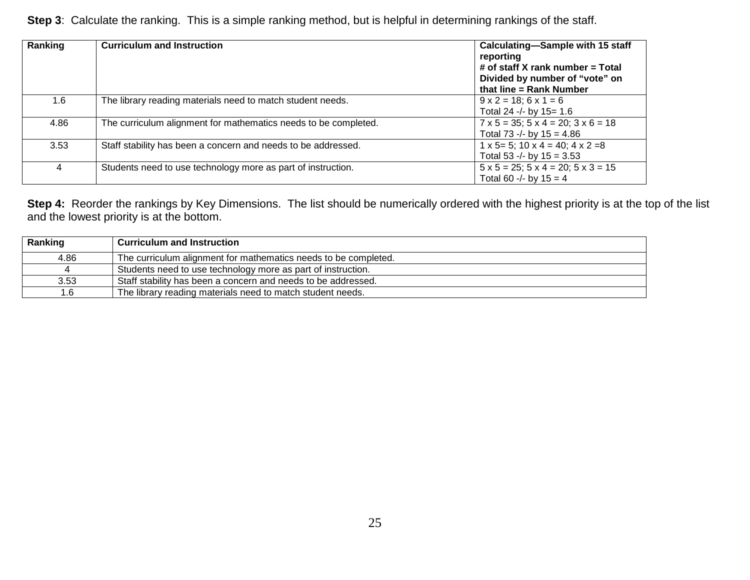**Step 3**: Calculate the ranking. This is a simple ranking method, but is helpful in determining rankings of the staff.

| Ranking | Curriculum and Instruction | Calculating—Sample with 15 staff reporting<br># of staff X rank number = Total Divided by number of "vote" on that line = Rank Number |
|---|---|---|
| 1.6 | The library reading materials need to match student needs. | 9 x 2 = 18; 6 x 1 = 6<br>Total 24 -/- by 15= 1.6 |
| 4.86 | The curriculum alignment for mathematics needs to be completed. | 7 x 5 = 35; 5 x 4 = 20; 3 x 6 = 18<br>Total 73 -/- by 15 = 4.86 |
| 3.53 | Staff stability has been a concern and needs to be addressed. | 1 x 5= 5; 10 x 4 = 40; 4 x 2 =8<br>Total 53 -/- by 15 = 3.53 |
| 4 | Students need to use technology more as part of instruction. | 5 x 5 = 25; 5 x 4 = 20; 5 x 3 = 15<br>Total 60 -/- by 15 = 4 |

**Step 4:** Reorder the rankings by Key Dimensions. The list should be numerically ordered with the highest priority is at the top of the list and the lowest priority is at the bottom.

| Ranking | Curriculum and Instruction |
|---|---|
| 4.86 | The curriculum alignment for mathematics needs to be completed. |
| 4 | Students need to use technology more as part of instruction. |
| 3.53 | Staff stability has been a concern and needs to be addressed. |
| 1.6 | The library reading materials need to match student needs. |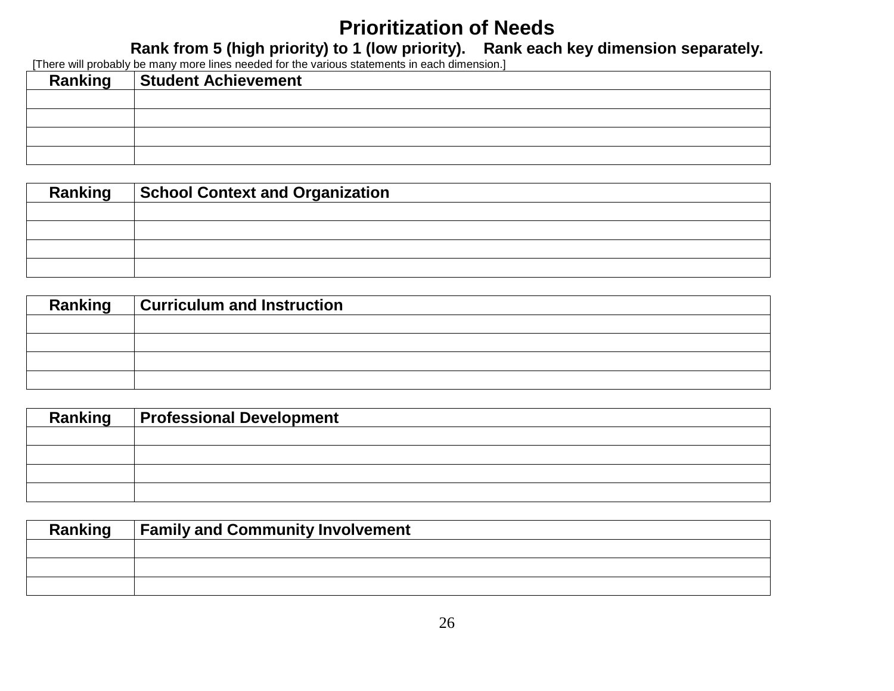# Prioritization of Needs

**Rank from 5 (high priority) to 1 (low priority). Rank each key dimension separately.**

[There will probably be many more lines needed for the various statements in each dimension.]

| Ranking | Student Achievement |
|---|---|
| | |
| | |
| | |
| | |

| Ranking | School Context and Organization |
|---|---|
| | |
| | |
| | |
| | |

| Ranking | Curriculum and Instruction |
|---|---|
| | |
| | |
| | |
| | |

| Ranking | Professional Development |
|---|---|
| | |
| | |
| | |
| | |

| Ranking | Family and Community Involvement |
|---|---|
| | |
| | |
| | |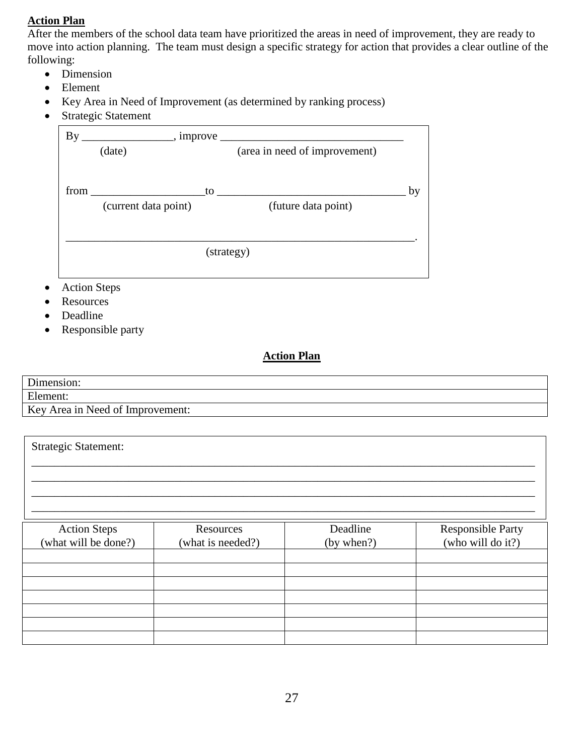**Action Plan**

After the members of the school data team have prioritized the areas in need of improvement, they are ready to move into action planning. The team must design a specific strategy for action that provides a clear outline of the following:

- Dimension
- Element
- Key Area in Need of Improvement (as determined by ranking process)
- Strategic Statement

> By ________________, improve ________________________________
> (date) (area in need of improvement)
>
> from ____________________to _________________________________ by
> (current data point) (future data point)
>
> _______________________________________________________________.
> (strategy)

- Action Steps
- Resources
- Deadline
- Responsible party

**Action Plan**

| Dimension: |
|---|
| Element: |
| Key Area in Need of Improvement: |

Strategic Statement:
___________________________________________________________________________________________
___________________________________________________________________________________________
___________________________________________________________________________________________
___________________________________________________________________________________________

| Action Steps (what will be done?) | Resources (what is needed?) | Deadline (by when?) | Responsible Party (who will do it?) |
|---|---|---|---|
| | | | |
| | | | |
| | | | |
| | | | |
| | | | |
| | | | |
| | | | |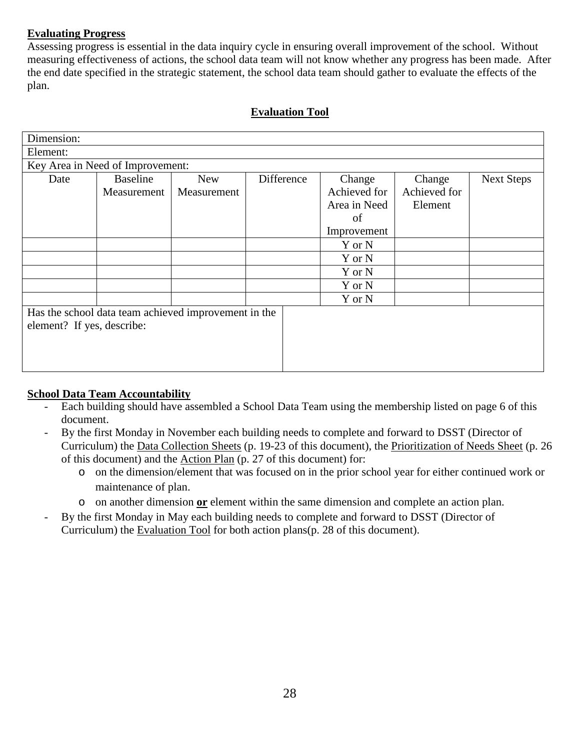**Evaluating Progress**

Assessing progress is essential in the data inquiry cycle in ensuring overall improvement of the school. Without measuring effectiveness of actions, the school data team will not know whether any progress has been made. After the end date specified in the strategic statement, the school data team should gather to evaluate the effects of the plan.

**Evaluation Tool**

| Dimension: | | | | | | |
|---|---|---|---|---|---|---|
| Element: | | | | | | |
| Key Area in Need of Improvement: | | | | | | |
| Date | Baseline Measurement | New Measurement | Difference | Change Achieved for Area in Need of Improvement | Change Achieved for Element | Next Steps |
| | | | | Y or N | | |
| | | | | Y or N | | |
| | | | | Y or N | | |
| | | | | Y or N | | |
| | | | | Y or N | | |
| Has the school data team achieved improvement in the element? If yes, describe: | | | | | | |

**School Data Team Accountability**

- Each building should have assembled a School Data Team using the membership listed on page 6 of this document.
- By the first Monday in November each building needs to complete and forward to DSST (Director of Curriculum) the Data Collection Sheets (p. 19-23 of this document), the Prioritization of Needs Sheet (p. 26 of this document) and the Action Plan (p. 27 of this document) for:
  - on the dimension/element that was focused on in the prior school year for either continued work or maintenance of plan.
  - on another dimension **or** element within the same dimension and complete an action plan.
- By the first Monday in May each building needs to complete and forward to DSST (Director of Curriculum) the Evaluation Tool for both action plans(p. 28 of this document).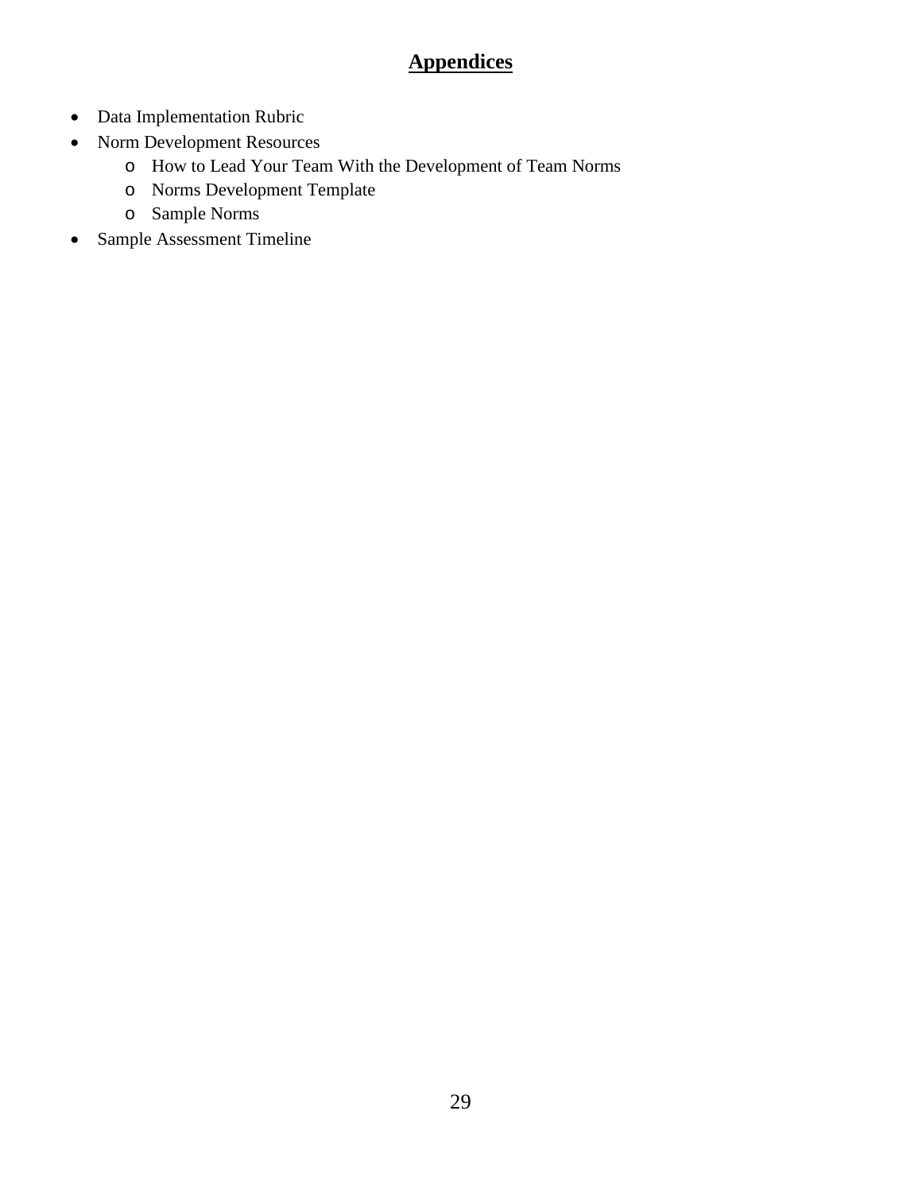## Appendices

- Data Implementation Rubric
- Norm Development Resources
    - How to Lead Your Team With the Development of Team Norms
    - Norms Development Template
    - Sample Norms
- Sample Assessment Timeline